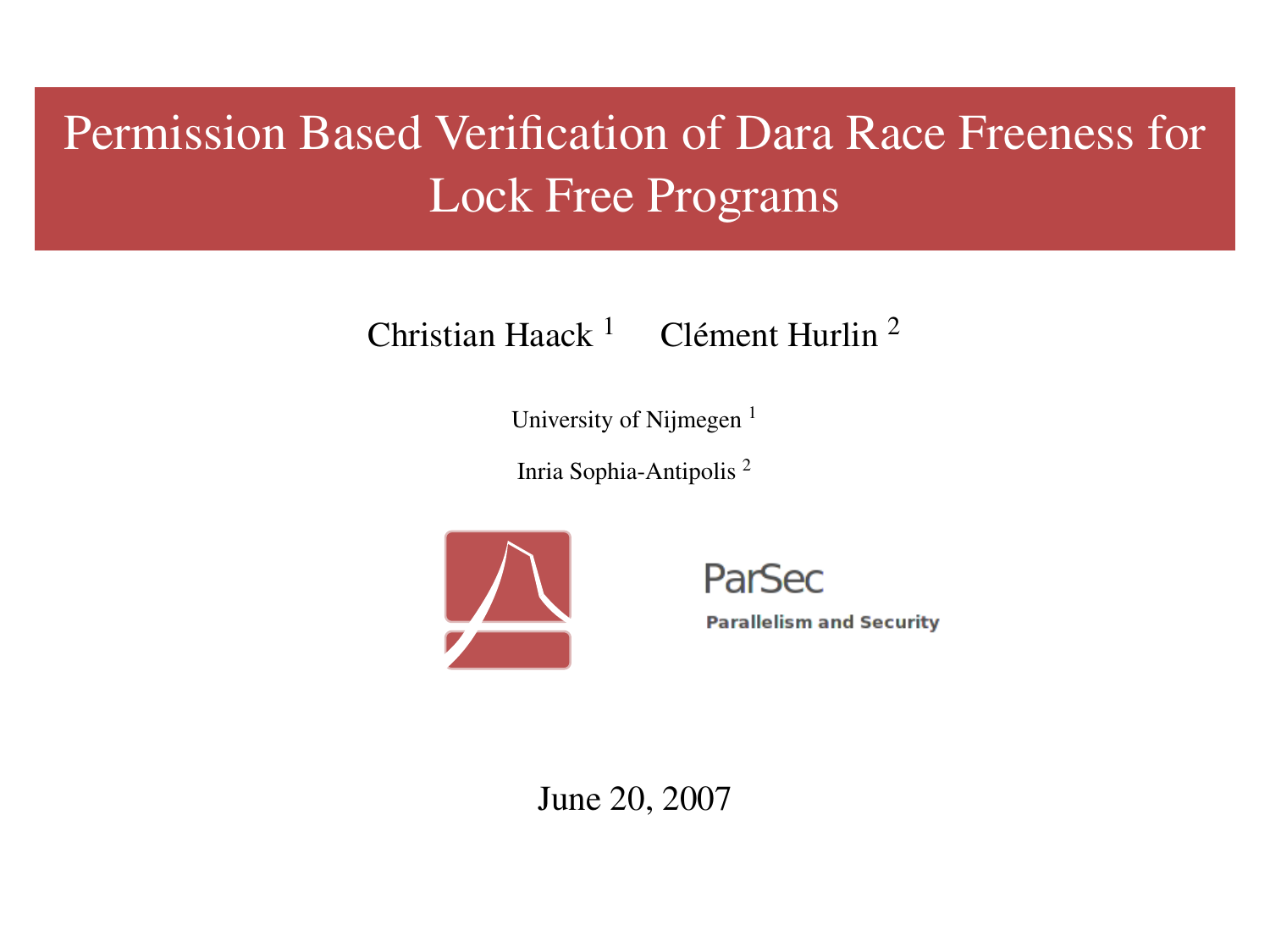# Permission Based Verification of Dara Race Freeness for Lock Free Programs

Christian Haack [1] Clément Hurlin [2]

University of Nijmegen [1]

Inria Sophia-Antipolis [2]

ParSec

**Parallelism and Security**

June 20, 2007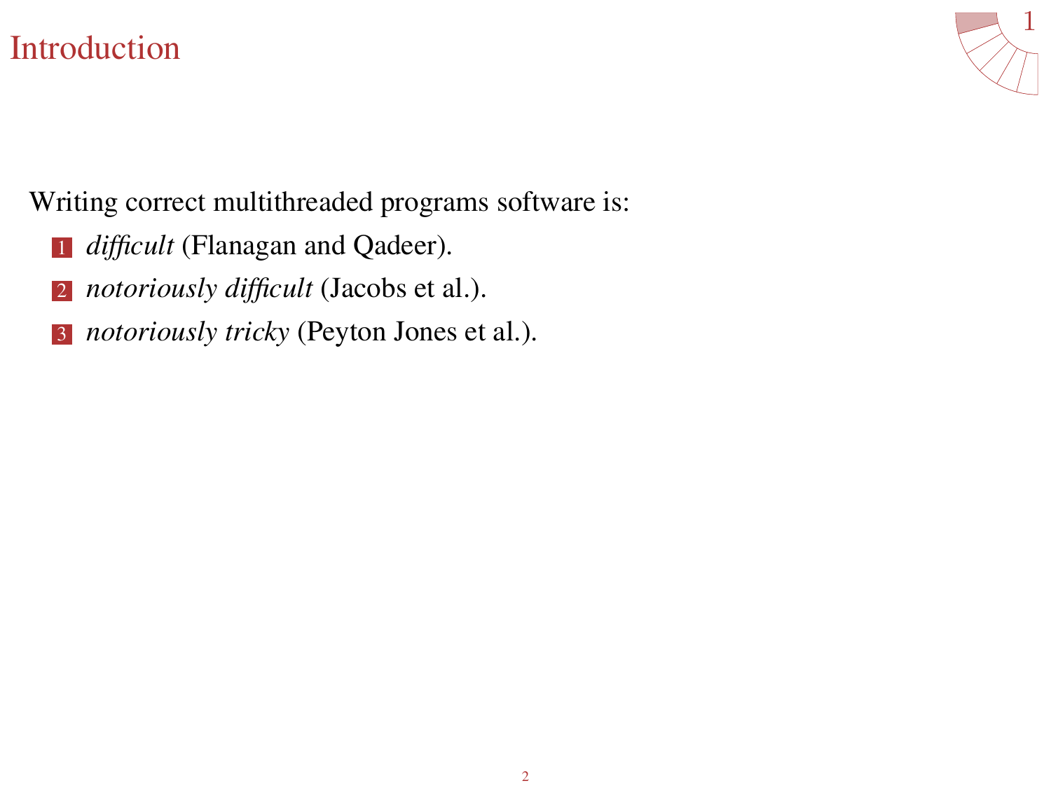# Introduction

Writing correct multithreaded programs software is:

1. *difficult* (Flanagan and Qadeer).
2. *notoriously difficult* (Jacobs et al.).
3. *notoriously tricky* (Peyton Jones et al.).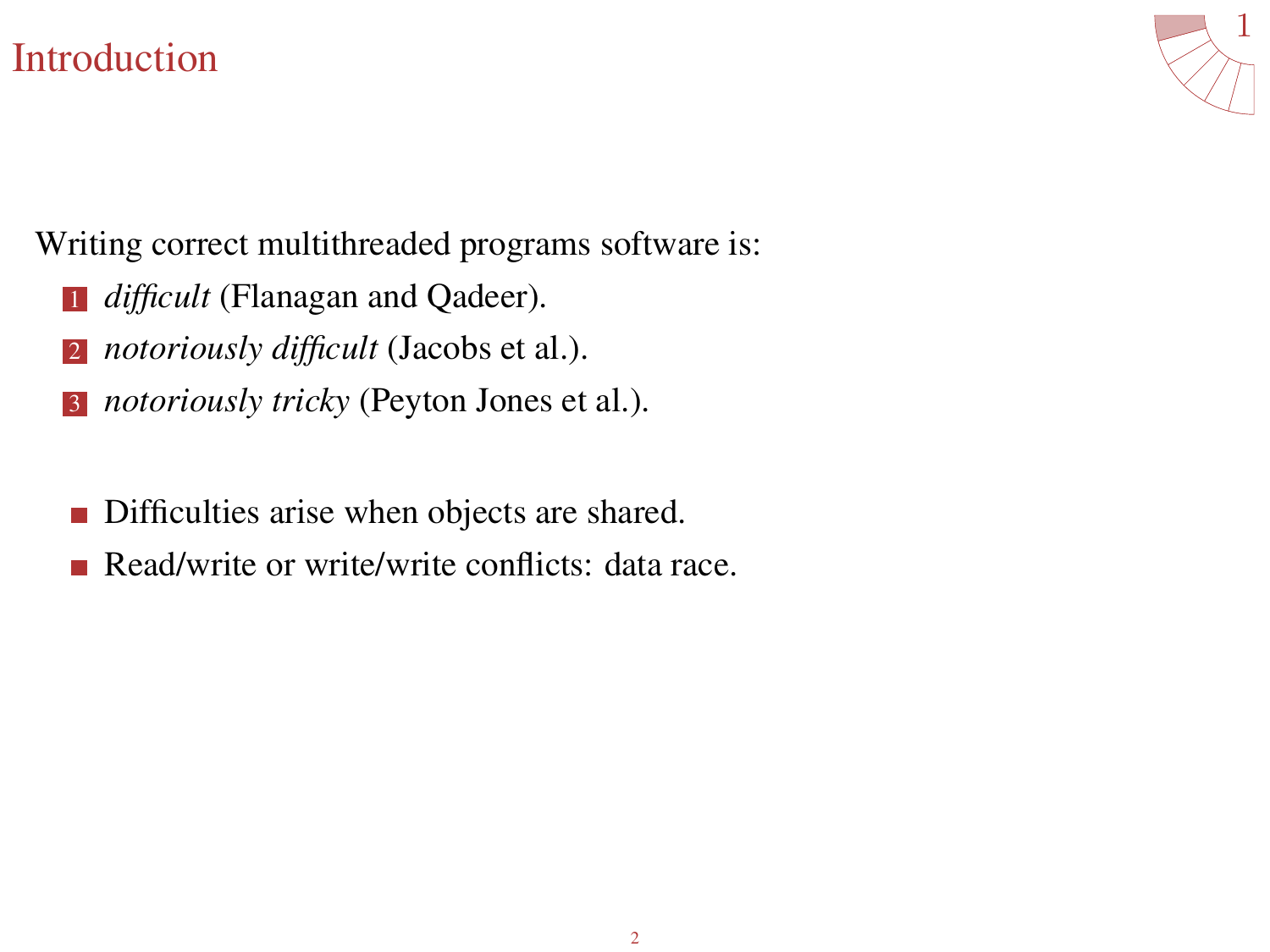# Introduction

Writing correct multithreaded programs software is:

1. *difficult* (Flanagan and Qadeer).
2. *notoriously difficult* (Jacobs et al.).
3. *notoriously tricky* (Peyton Jones et al.).

- Difficulties arise when objects are shared.
- Read/write or write/write conflicts: data race.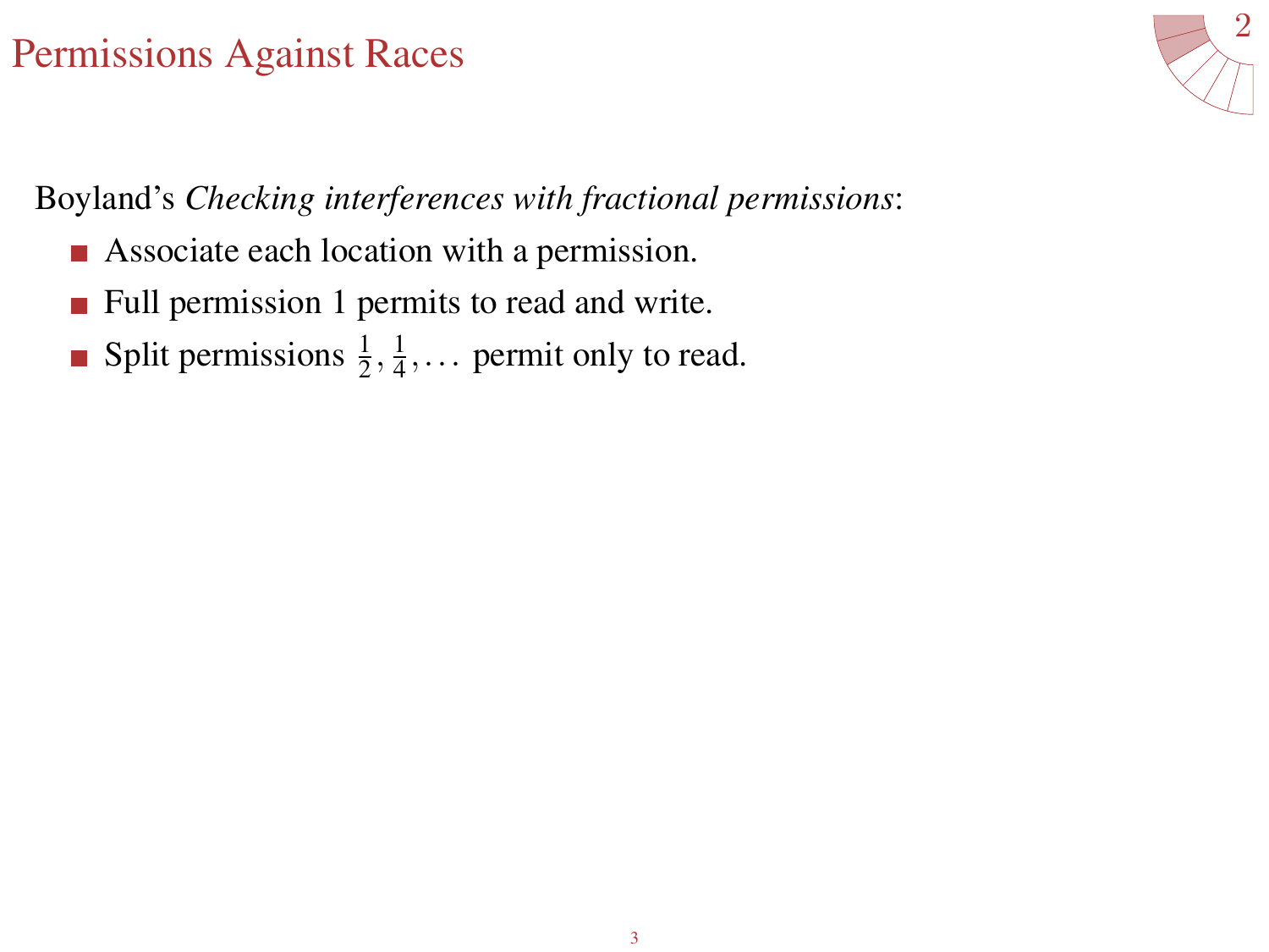# Permissions Against Races

Boyland's *Checking interferences with fractional permissions*:

- Associate each location with a permission.
- Full permission 1 permits to read and write.
- Split permissions $\frac{1}{2}, \frac{1}{4}, \ldots$ permit only to read.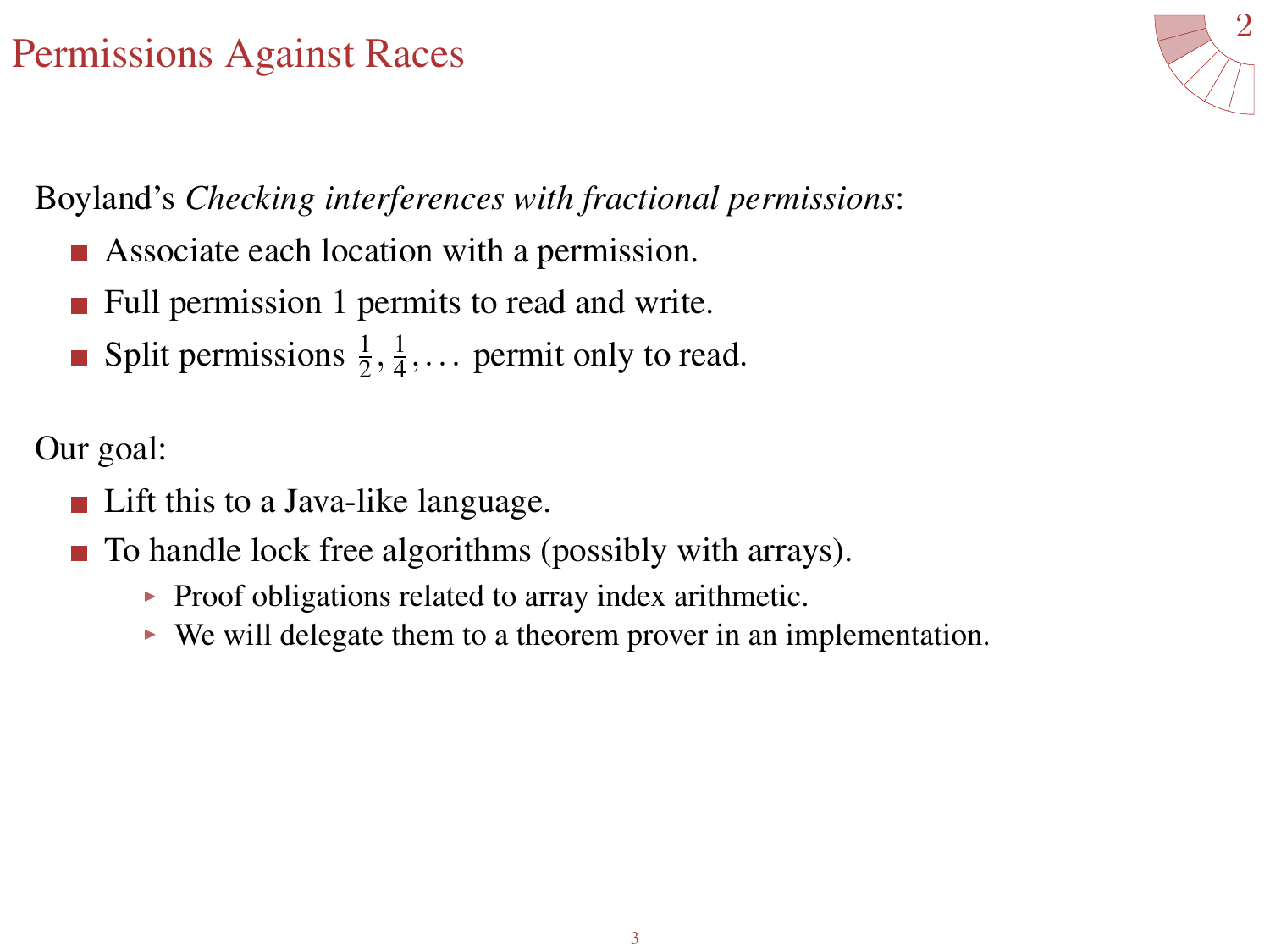# Permissions Against Races

Boyland's *Checking interferences with fractional permissions*:

- Associate each location with a permission.
- Full permission 1 permits to read and write.
- Split permissions $\frac{1}{2}, \frac{1}{4}, \ldots$ permit only to read.

Our goal:

- Lift this to a Java-like language.
- To handle lock free algorithms (possibly with arrays).
  - Proof obligations related to array index arithmetic.
  - We will delegate them to a theorem prover in an implementation.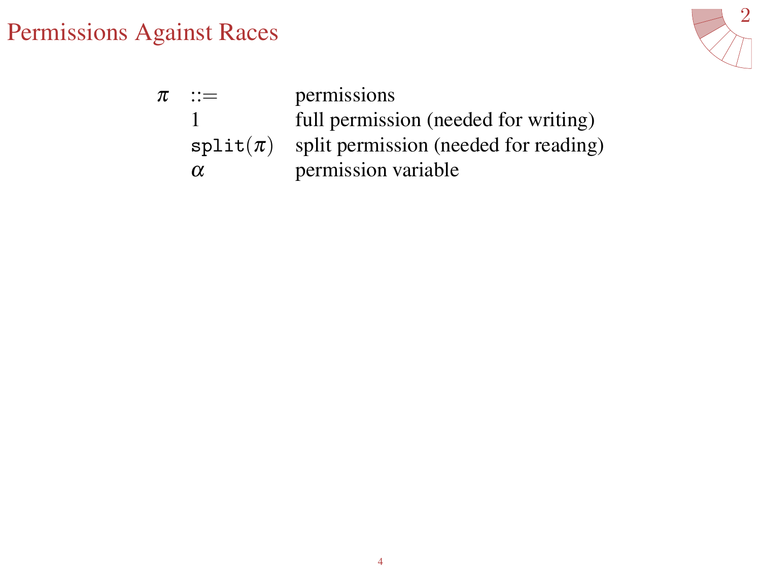# Permissions Against Races

| | | |
|---|---|---|
| $\pi$ | $::=$ | permissions |
| | $1$ | full permission (needed for writing) |
| | $\texttt{split}(\pi)$ | split permission (needed for reading) |
| | $\alpha$ | permission variable |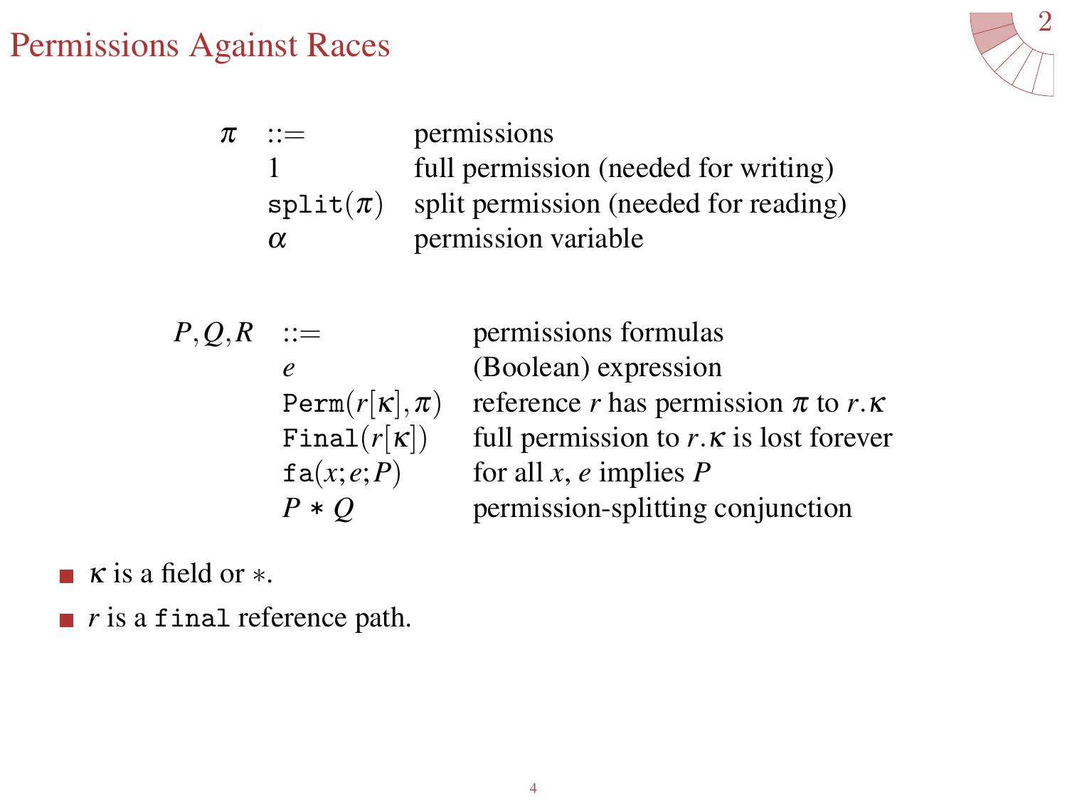# Permissions Against Races

| | | |
|---|---|---|
| $\pi$ | $::=$ | permissions |
| | $1$ | full permission (needed for writing) |
| | $\texttt{split}(\pi)$ | split permission (needed for reading) |
| | $\alpha$ | permission variable |

| | | |
|---|---|---|
| $P, Q, R$ | $::=$ | permissions formulas |
| | $e$ | (Boolean) expression |
| | $\texttt{Perm}(r[\kappa], \pi)$ | reference $r$ has permission $\pi$ to $r.\kappa$ |
| | $\texttt{Final}(r[\kappa])$ | full permission to $r.\kappa$ is lost forever |
| | $\texttt{fa}(x; e; P)$ | for all $x$, $e$ implies $P$ |
| | $P * Q$ | permission-splitting conjunction |

- $\kappa$ is a field or $*$.
- $r$ is a `final` reference path.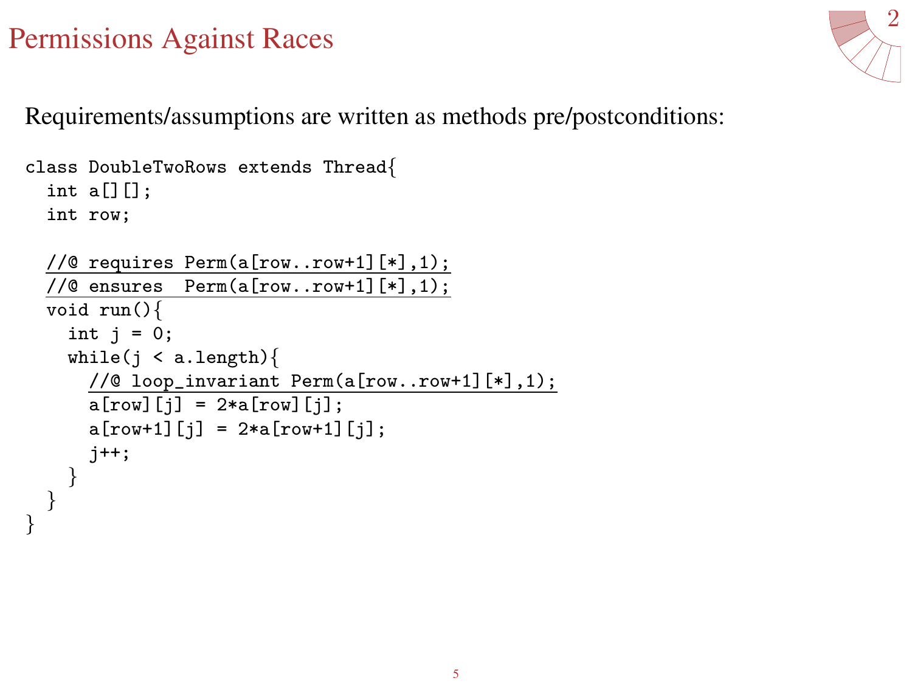# Permissions Against Races

Requirements/assumptions are written as methods pre/postconditions:

```
class DoubleTwoRows extends Thread{
  int a[][];
  int row;

  //@ requires Perm(a[row..row+1][*],1);
  //@ ensures  Perm(a[row..row+1][*],1);
  void run(){
    int j = 0;
    while(j < a.length){
      //@ loop_invariant Perm(a[row..row+1][*],1);
      a[row][j] = 2*a[row][j];
      a[row+1][j] = 2*a[row+1][j];
      j++;
    }
  }
}
```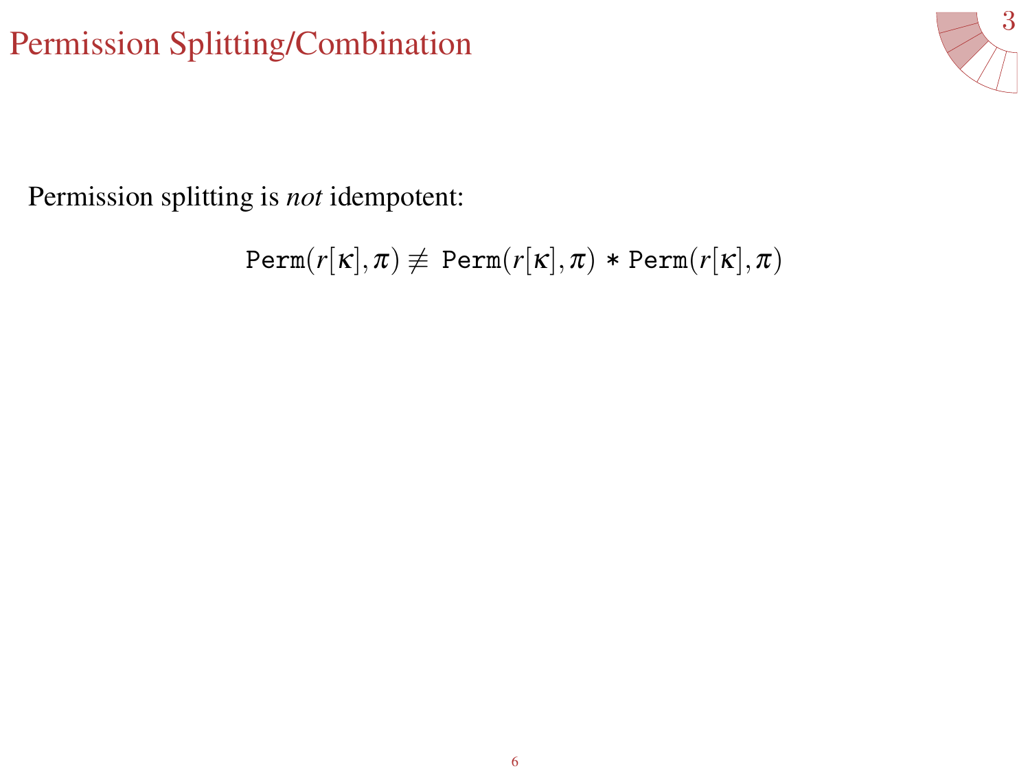# Permission Splitting/Combination

Permission splitting is *not* idempotent:

$$\mathtt{Perm}(r[\kappa], \pi) \not\equiv \mathtt{Perm}(r[\kappa], \pi) * \mathtt{Perm}(r[\kappa], \pi)$$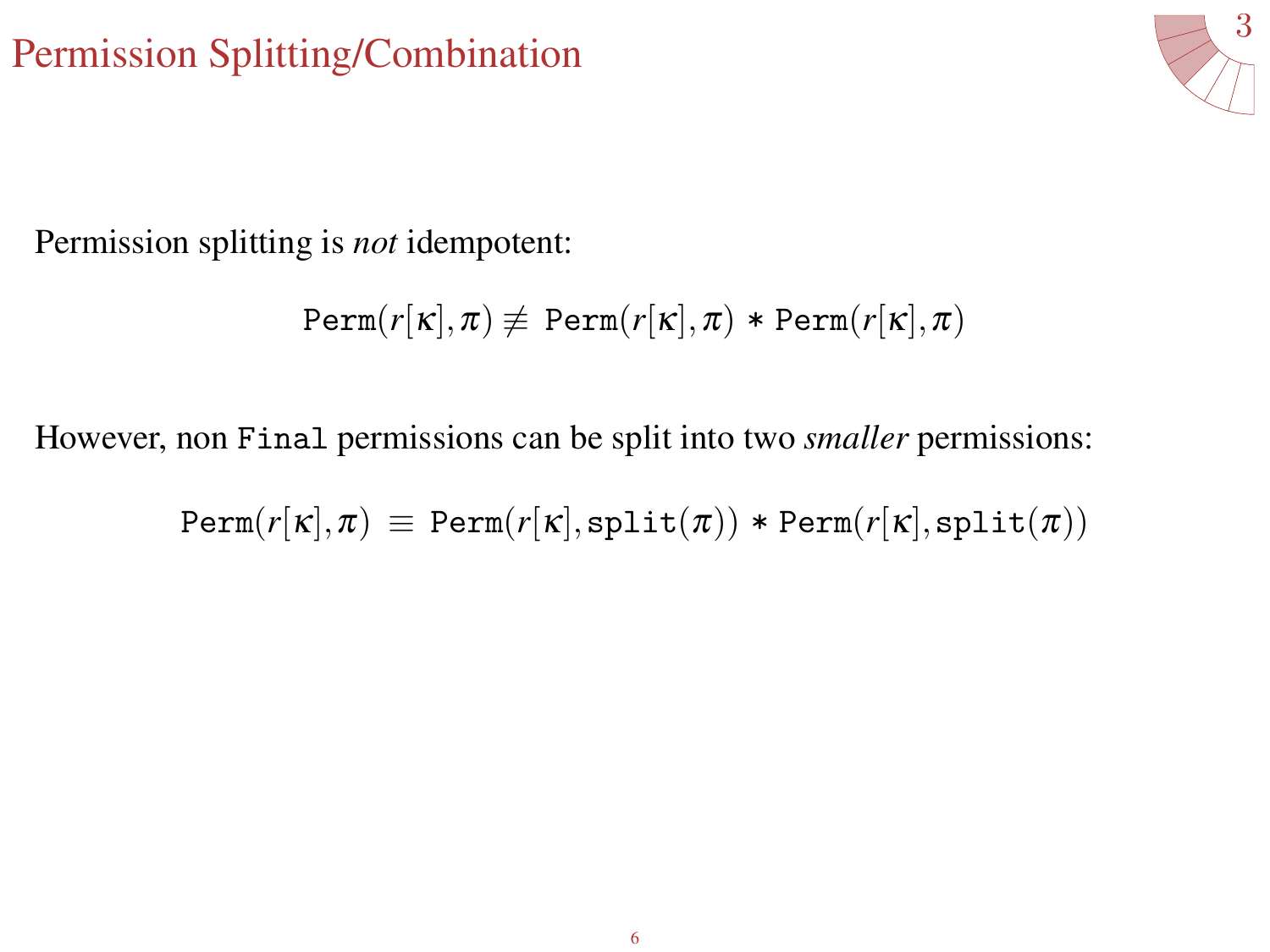# Permission Splitting/Combination

Permission splitting is *not* idempotent:

$$\texttt{Perm}(r[\kappa], \pi) \not\equiv \texttt{Perm}(r[\kappa], \pi) * \texttt{Perm}(r[\kappa], \pi)$$

However, non `Final` permissions can be split into two *smaller* permissions:

$$\texttt{Perm}(r[\kappa], \pi) \equiv \texttt{Perm}(r[\kappa], \texttt{split}(\pi)) * \texttt{Perm}(r[\kappa], \texttt{split}(\pi))$$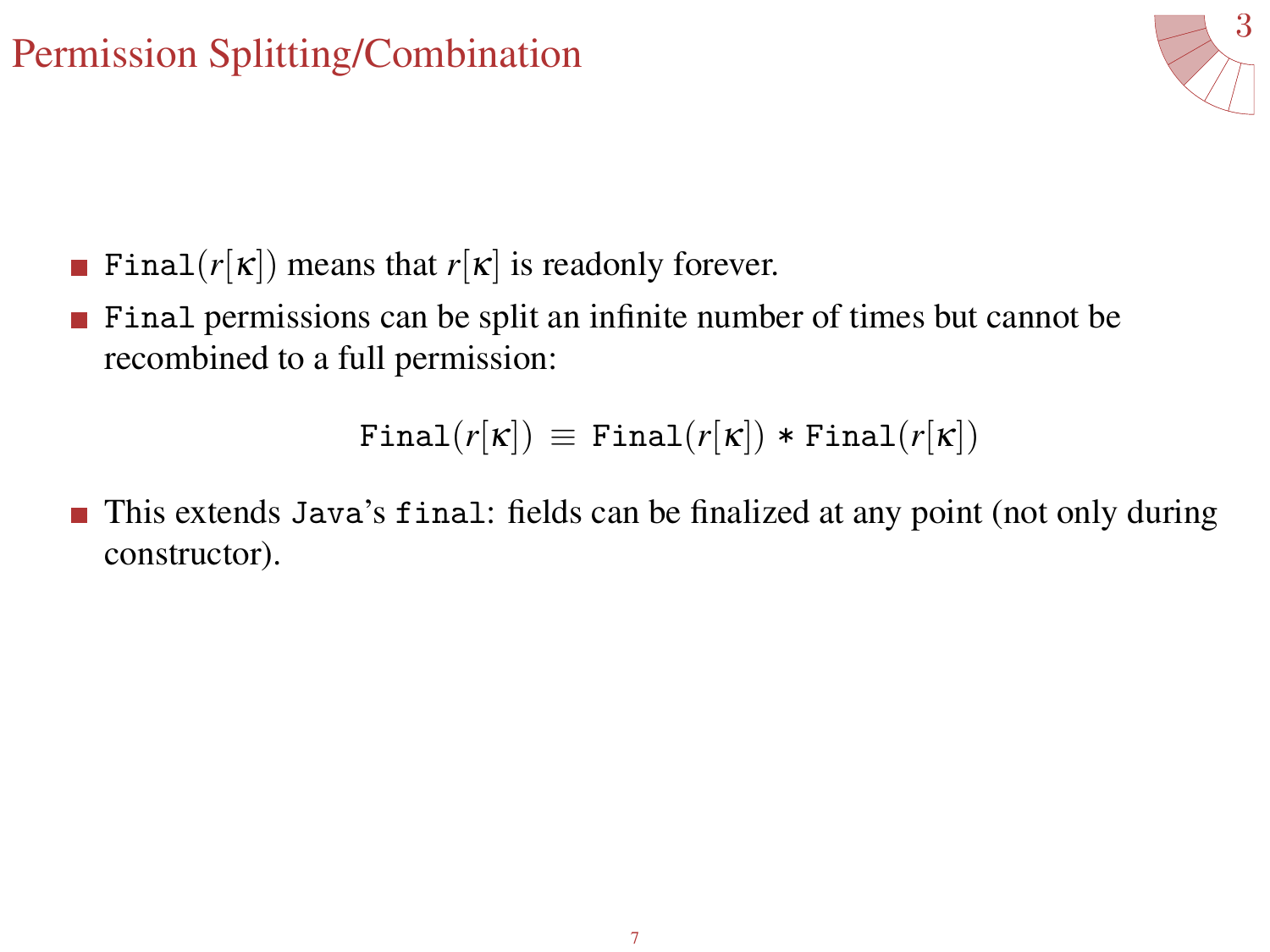# Permission Splitting/Combination

- $\texttt{Final}(r[\kappa])$ means that $r[\kappa]$ is readonly forever.
- `Final` permissions can be split an infinite number of times but cannot be recombined to a full permission:

$$\texttt{Final}(r[\kappa]) \equiv \texttt{Final}(r[\kappa]) * \texttt{Final}(r[\kappa])$$

- This extends `Java`'s `final`: fields can be finalized at any point (not only during constructor).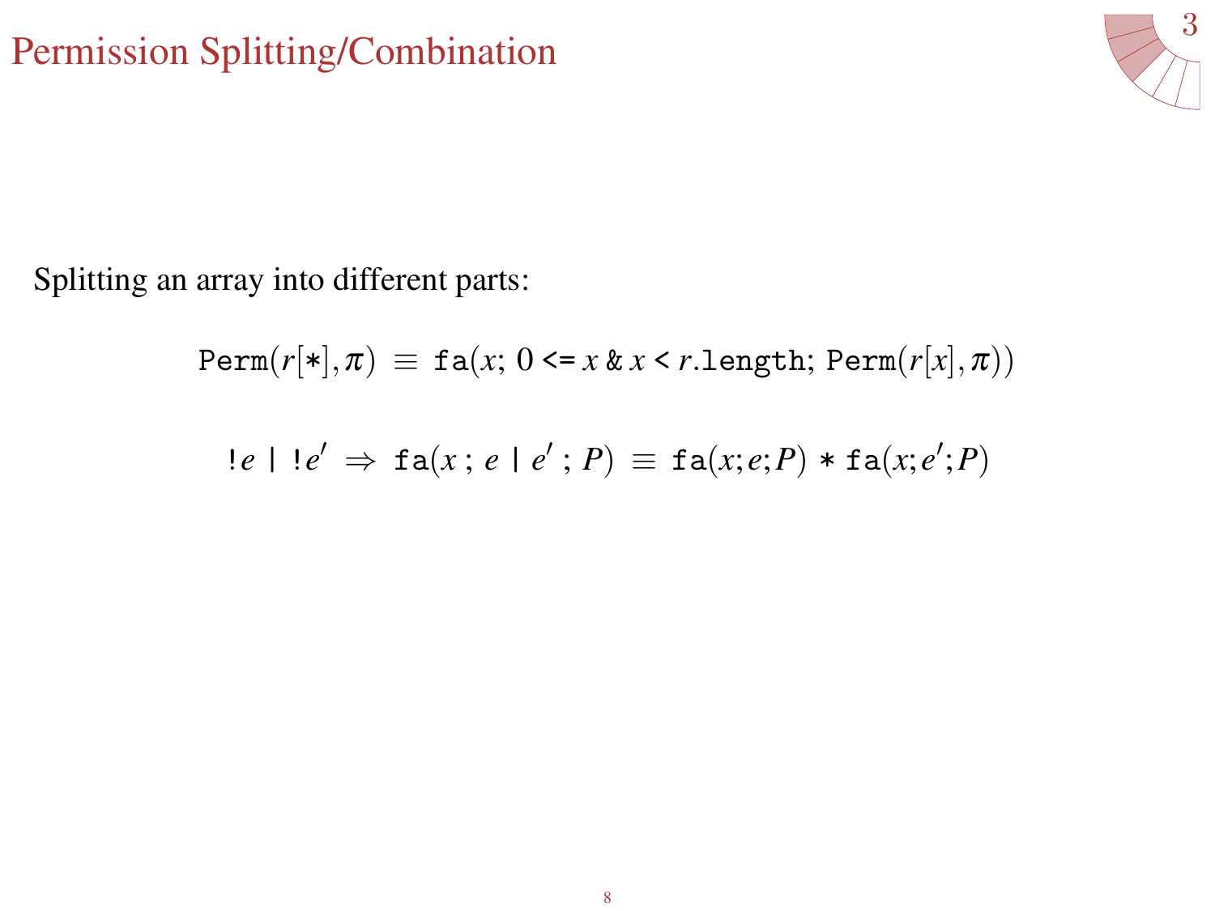# Permission Splitting/Combination

Splitting an array into different parts:

$$\texttt{Perm}(r[*], \pi) \equiv \texttt{fa}(x;\ 0 \texttt{<=} x\ \texttt{\&}\ x \texttt{<} r.\texttt{length};\ \texttt{Perm}(r[x], \pi))$$

$$\texttt{!}e\ \texttt{|}\ \texttt{!}e' \Rightarrow \texttt{fa}(x\,;\, e\ \texttt{|}\ e'\,;\, P) \equiv \texttt{fa}(x;e;P) * \texttt{fa}(x;e';P)$$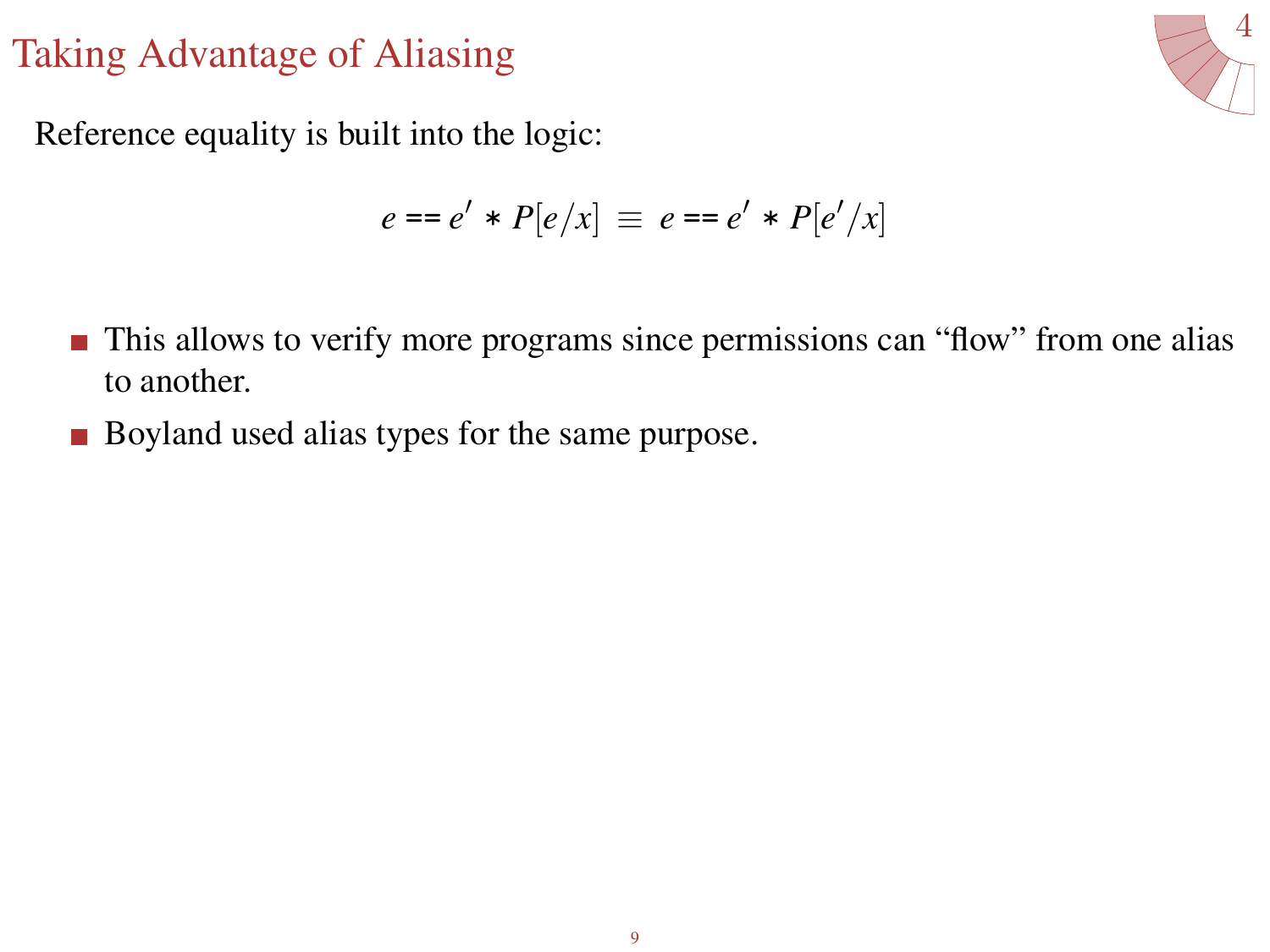# Taking Advantage of Aliasing

Reference equality is built into the logic:

$$e == e' * P[e/x] \equiv e == e' * P[e'/x]$$

- This allows to verify more programs since permissions can "flow" from one alias to another.
- Boyland used alias types for the same purpose.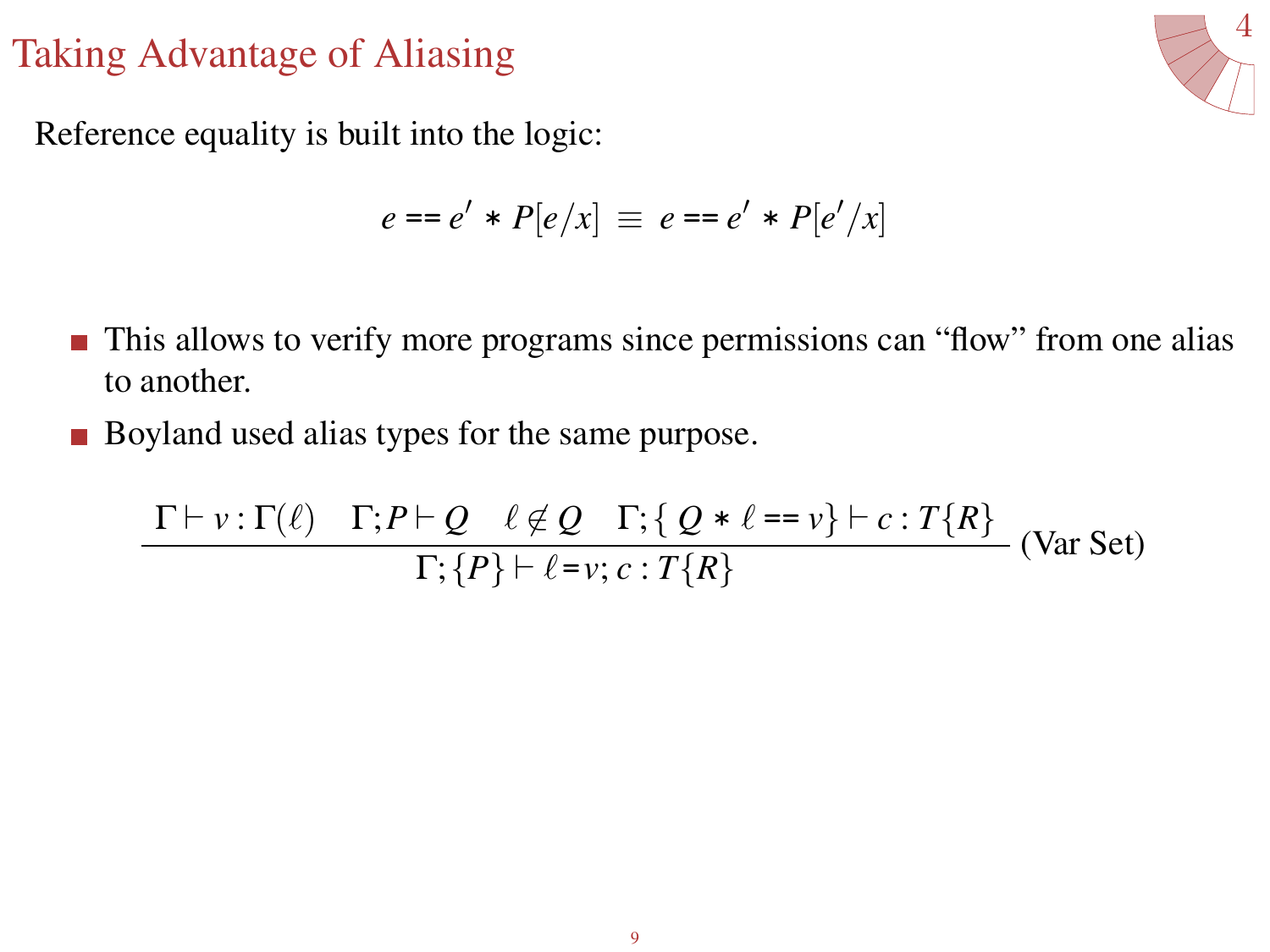# Taking Advantage of Aliasing

Reference equality is built into the logic:

$$e \mathbin{==} e' * P[e/x] \equiv e \mathbin{==} e' * P[e'/x]$$

- This allows to verify more programs since permissions can "flow" from one alias to another.
- Boyland used alias types for the same purpose.

$$\frac{\Gamma \vdash v : \Gamma(\ell) \quad \Gamma; P \vdash Q \quad \ell \notin Q \quad \Gamma; \{\, Q * \ell \mathbin{==} v\} \vdash c : T\{R\}}{\Gamma; \{P\} \vdash \ell \mathbin{=} v; c : T\{R\}} \text{ (Var Set)}$$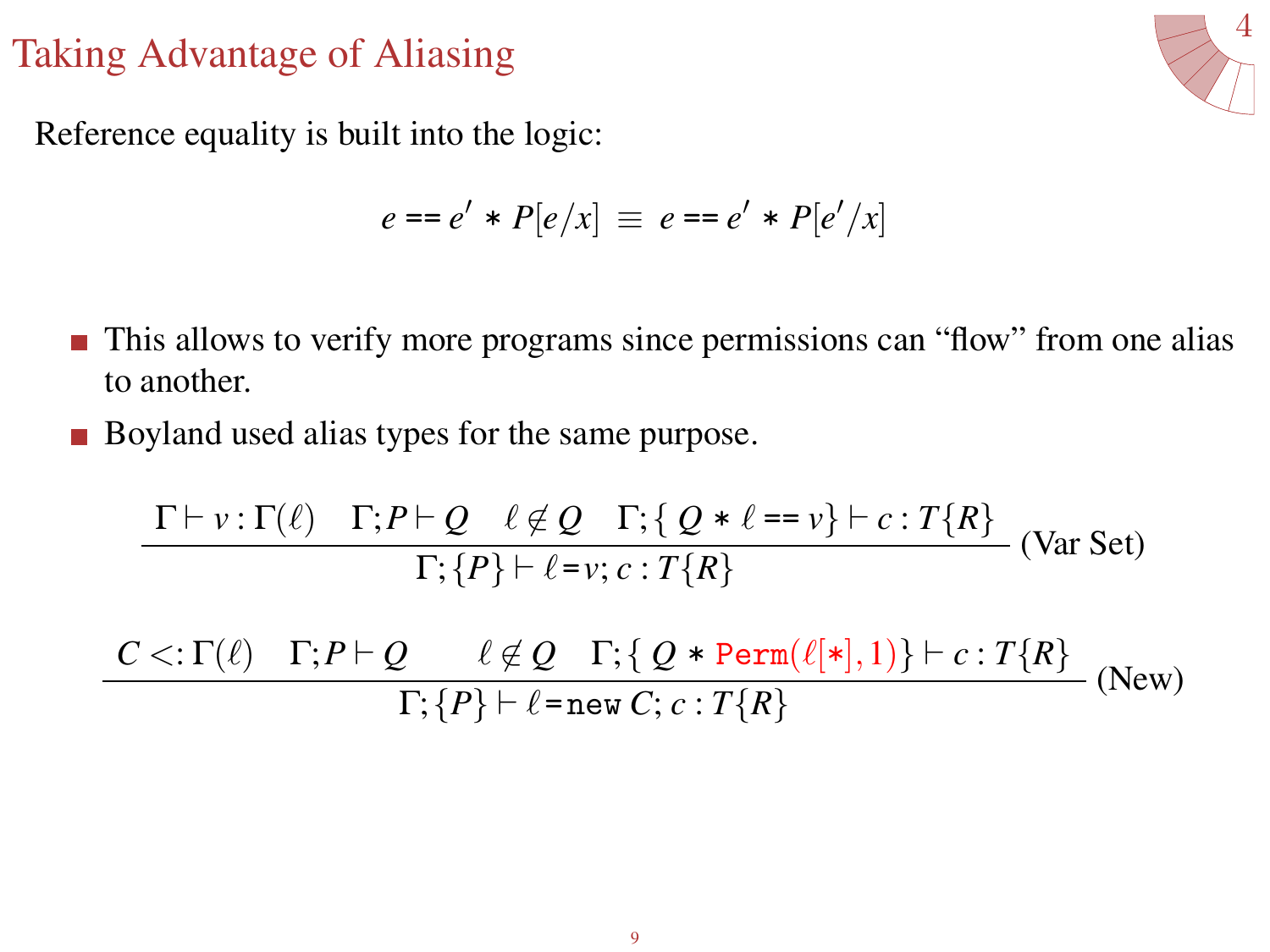# Taking Advantage of Aliasing

Reference equality is built into the logic:

$$e \mathbin{==} e' * P[e/x] \equiv e \mathbin{==} e' * P[e'/x]$$

- This allows to verify more programs since permissions can "flow" from one alias to another.
- Boyland used alias types for the same purpose.

$$\frac{\Gamma \vdash v : \Gamma(\ell) \quad \Gamma; P \vdash Q \quad \ell \notin Q \quad \Gamma; \{\, Q * \ell \mathbin{==} v\} \vdash c : T\{R\}}{\Gamma; \{P\} \vdash \ell \mathtt{=} v; c : T\{R\}} \text{ (Var Set)}$$

$$\frac{C <: \Gamma(\ell) \quad \Gamma; P \vdash Q \quad \ell \notin Q \quad \Gamma; \{\, Q * \mathtt{Perm}(\ell[*], 1)\} \vdash c : T\{R\}}{\Gamma; \{P\} \vdash \ell \mathtt{=new}\ C; c : T\{R\}} \text{ (New)}$$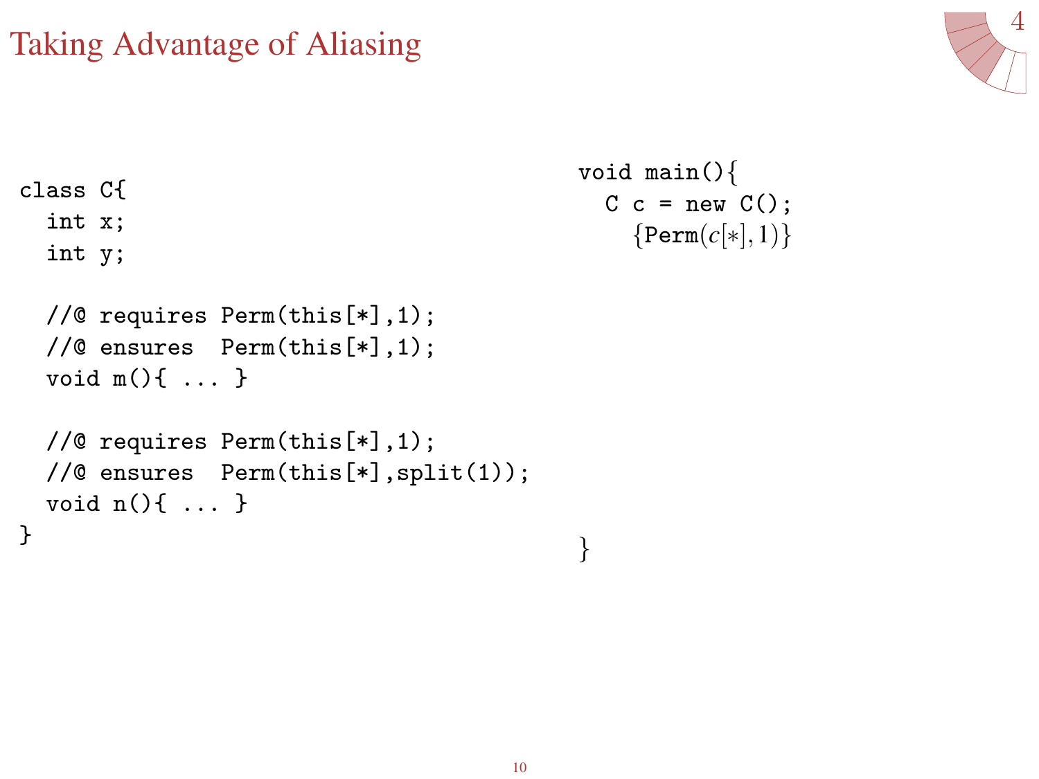# Taking Advantage of Aliasing

```
class C{
  int x;
  int y;

  //@ requires Perm(this[*],1);
  //@ ensures  Perm(this[*],1);
  void m(){ ... }

  //@ requires Perm(this[*],1);
  //@ ensures  Perm(this[*],split(1));
  void n(){ ... }
}
```

```
void main(){
  C c = new C();
    {Perm(c[*],1)}

}
```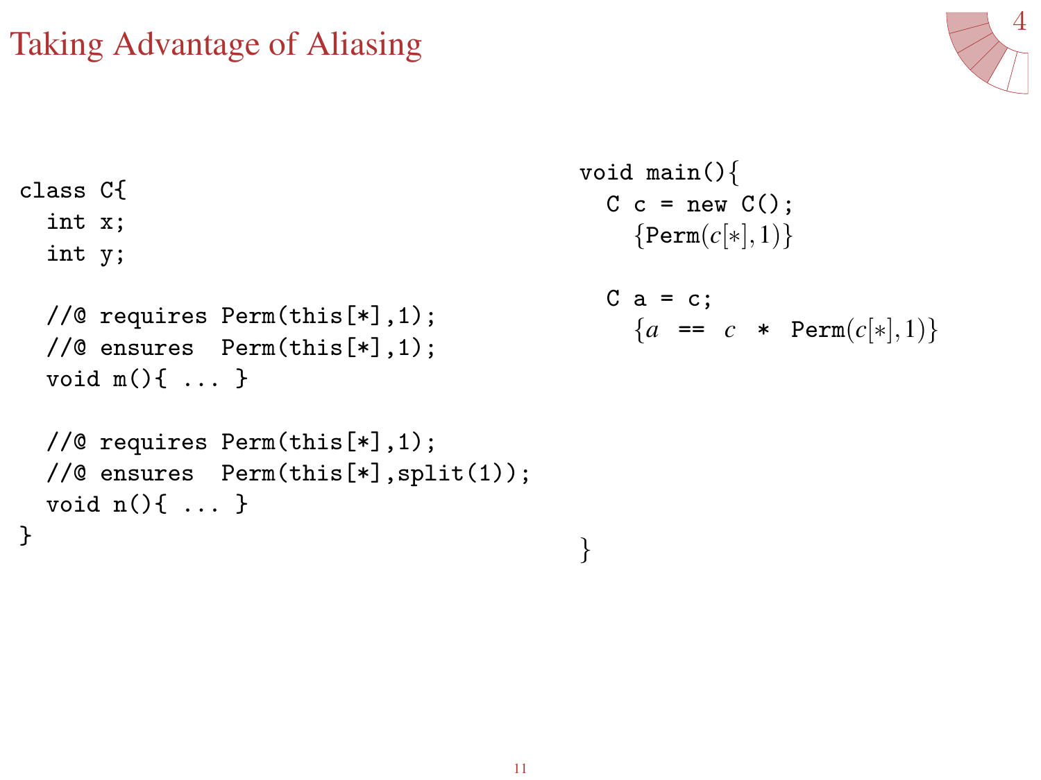# Taking Advantage of Aliasing

```
class C{
  int x;
  int y;

  //@ requires Perm(this[*],1);
  //@ ensures  Perm(this[*],1);
  void m(){ ... }

  //@ requires Perm(this[*],1);
  //@ ensures  Perm(this[*],split(1));
  void n(){ ... }
}
```

```
void main(){
  C c = new C();
    {Perm(c[*],1)}

  C a = c;
    {a == c * Perm(c[*],1)}

}
```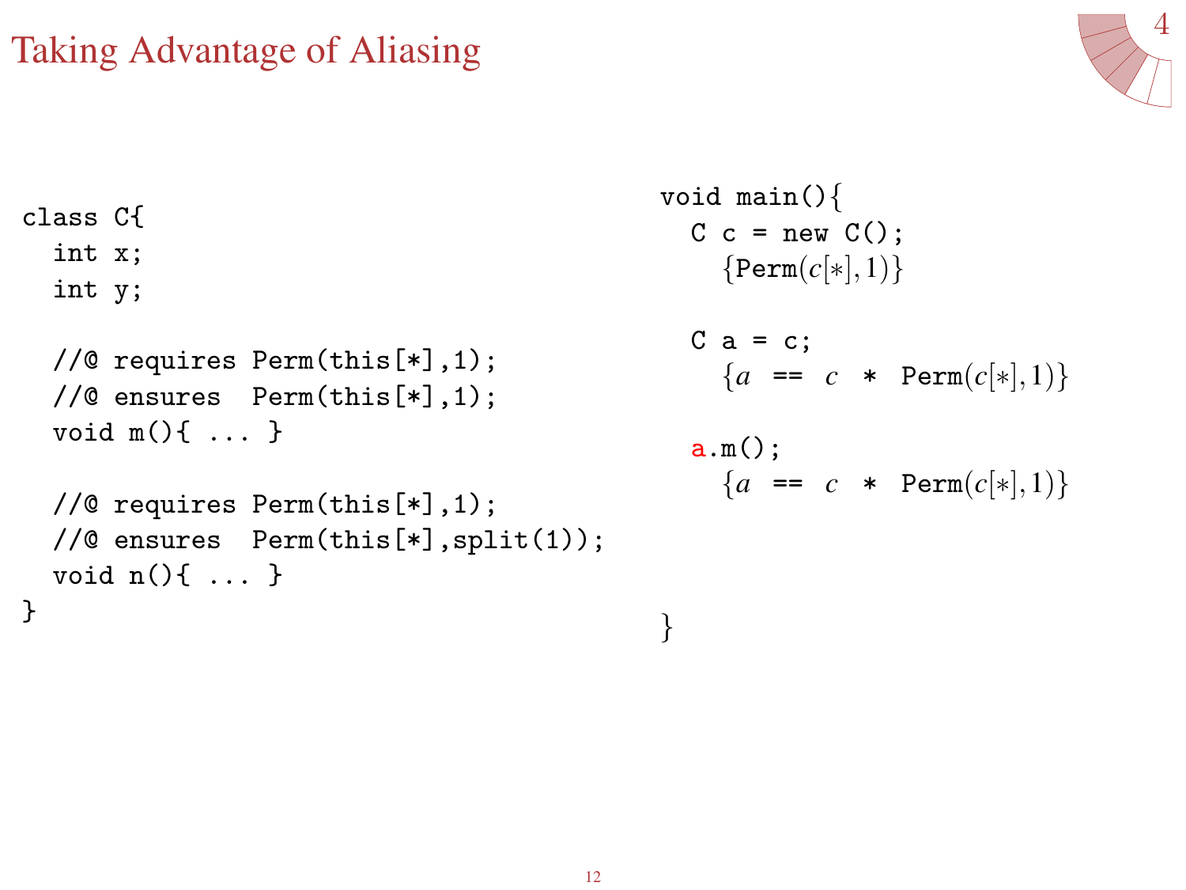# Taking Advantage of Aliasing

```
class C{
  int x;
  int y;

  //@ requires Perm(this[*],1);
  //@ ensures  Perm(this[*],1);
  void m(){ ... }

  //@ requires Perm(this[*],1);
  //@ ensures  Perm(this[*],split(1));
  void n(){ ... }
}
```

```
void main(){
  C c = new C();
    {Perm(c[*],1)}

  C a = c;
    {a == c * Perm(c[*],1)}

  a.m();
    {a == c * Perm(c[*],1)}

}
```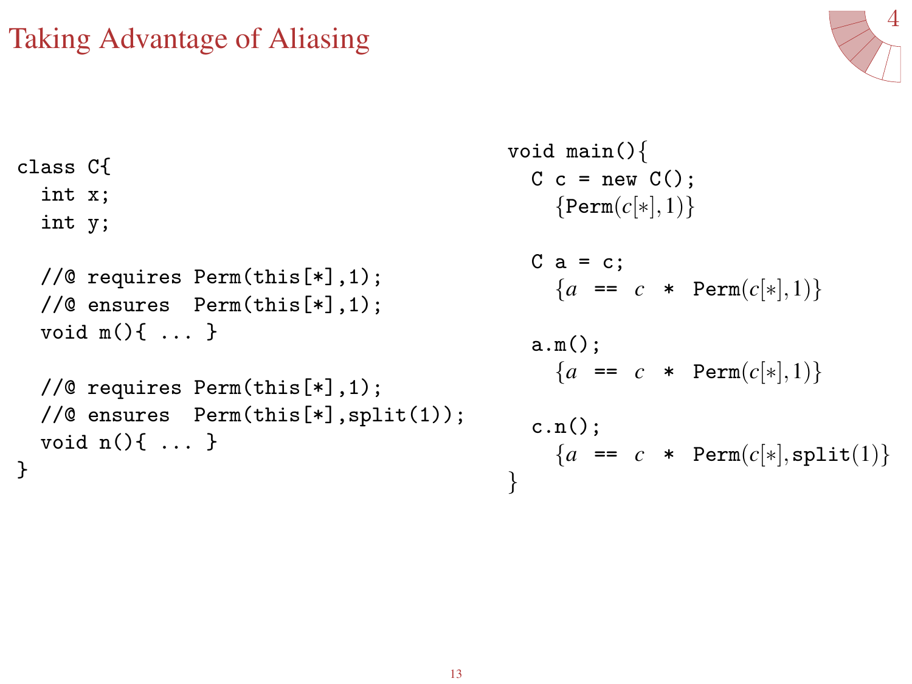# Taking Advantage of Aliasing

```
class C{
  int x;
  int y;

  //@ requires Perm(this[*],1);
  //@ ensures  Perm(this[*],1);
  void m(){ ... }

  //@ requires Perm(this[*],1);
  //@ ensures  Perm(this[*],split(1));
  void n(){ ... }
}
```

```
void main(){
  C c = new C();
    {Perm(c[*],1)}

  C a = c;
    {a == c * Perm(c[*],1)}

  a.m();
    {a == c * Perm(c[*],1)}

  c.n();
    {a == c * Perm(c[*],split(1))}
}
```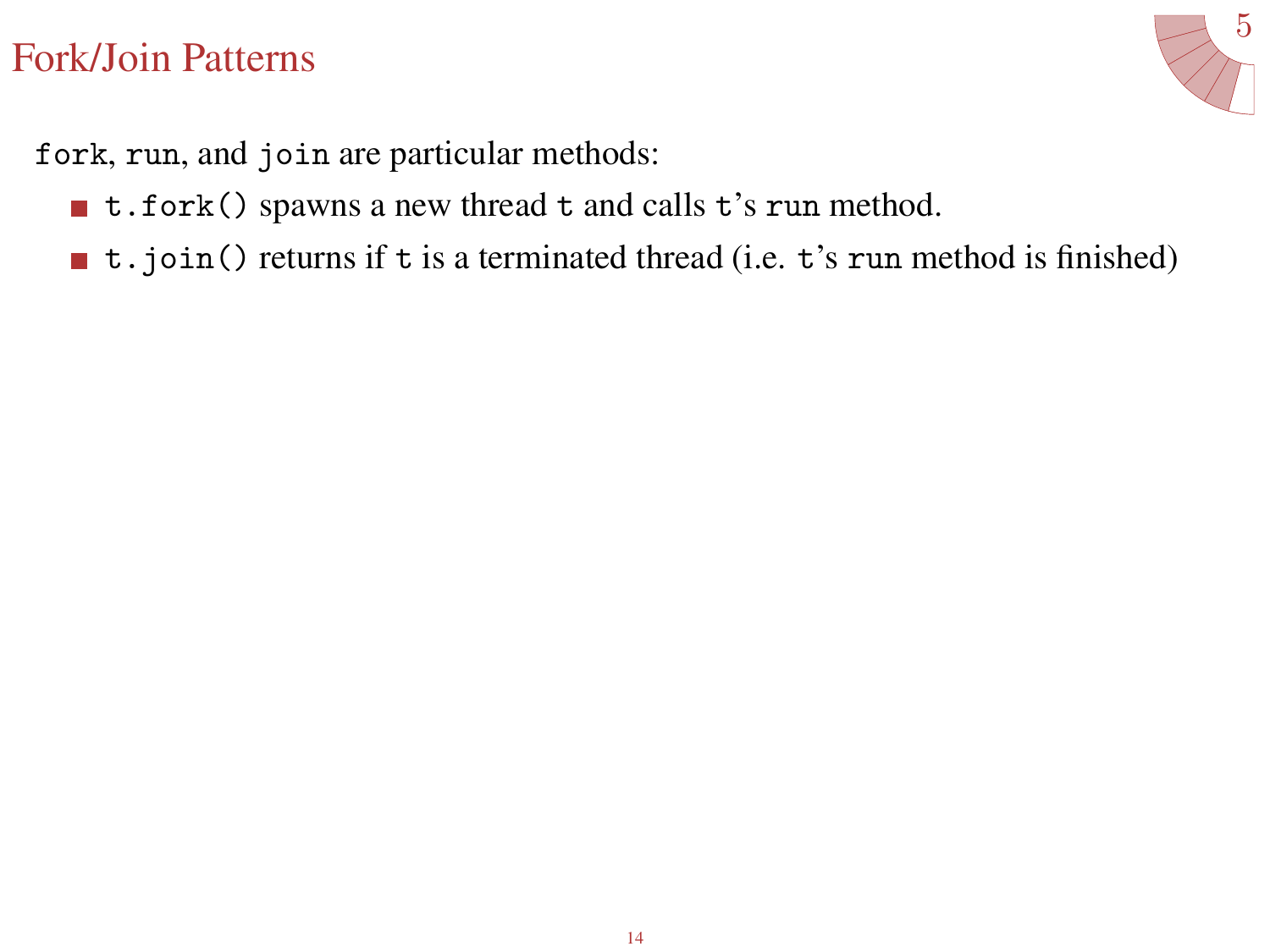# Fork/Join Patterns

`fork`, `run`, and `join` are particular methods:

- `t.fork()` spawns a new thread `t` and calls `t`'s `run` method.
- `t.join()` returns if `t` is a terminated thread (i.e. `t`'s `run` method is finished)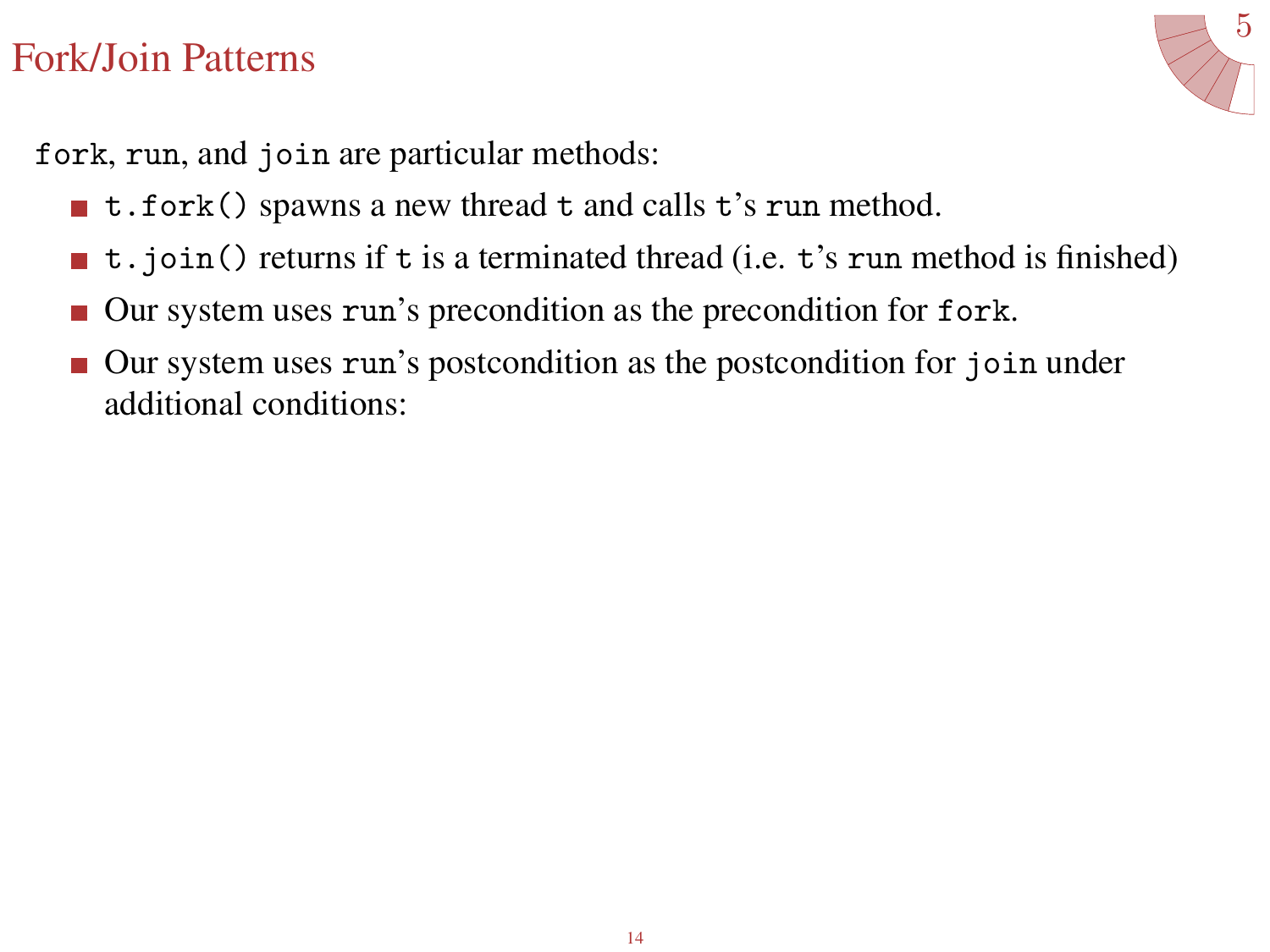# Fork/Join Patterns

`fork`, `run`, and `join` are particular methods:

- `t.fork()` spawns a new thread `t` and calls `t`'s `run` method.
- `t.join()` returns if `t` is a terminated thread (i.e. `t`'s `run` method is finished)
- Our system uses `run`'s precondition as the precondition for `fork`.
- Our system uses `run`'s postcondition as the postcondition for `join` under additional conditions: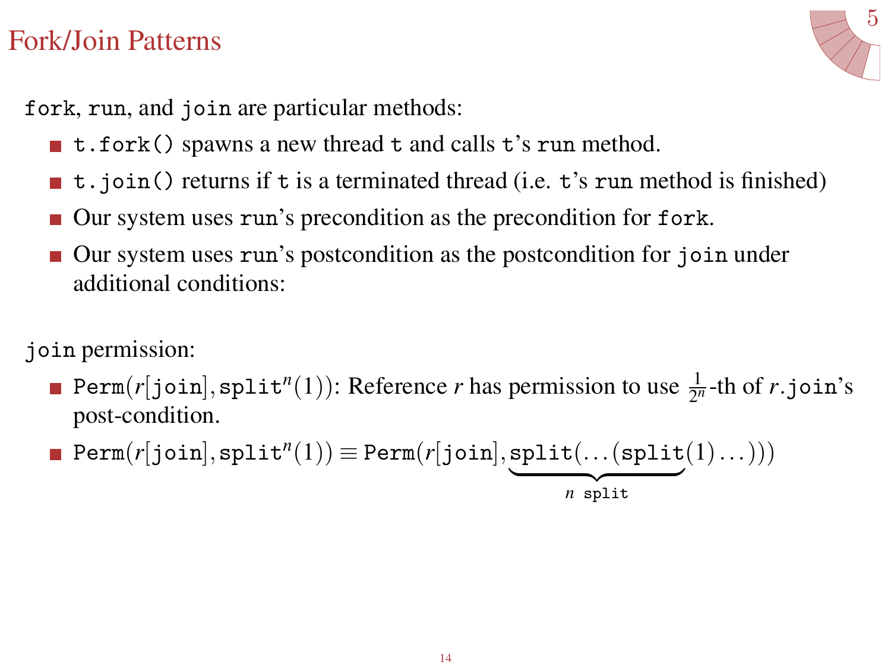# Fork/Join Patterns

`fork`, `run`, and `join` are particular methods:

- `t.fork()` spawns a new thread `t` and calls `t`'s `run` method.
- `t.join()` returns if `t` is a terminated thread (i.e. `t`'s `run` method is finished)
- Our system uses `run`'s precondition as the precondition for `fork`.
- Our system uses `run`'s postcondition as the postcondition for `join` under additional conditions:

`join` permission:

- $\texttt{Perm}(r[\texttt{join}], \texttt{split}^n(1))$: Reference $r$ has permission to use $\frac{1}{2^n}$-th of $r$.`join`'s post-condition.
- $\texttt{Perm}(r[\texttt{join}], \texttt{split}^n(1)) \equiv \texttt{Perm}(r[\texttt{join}], \underbrace{\texttt{split}(\ldots(\texttt{split}}_{n\ \texttt{split}}(1)\ldots)))$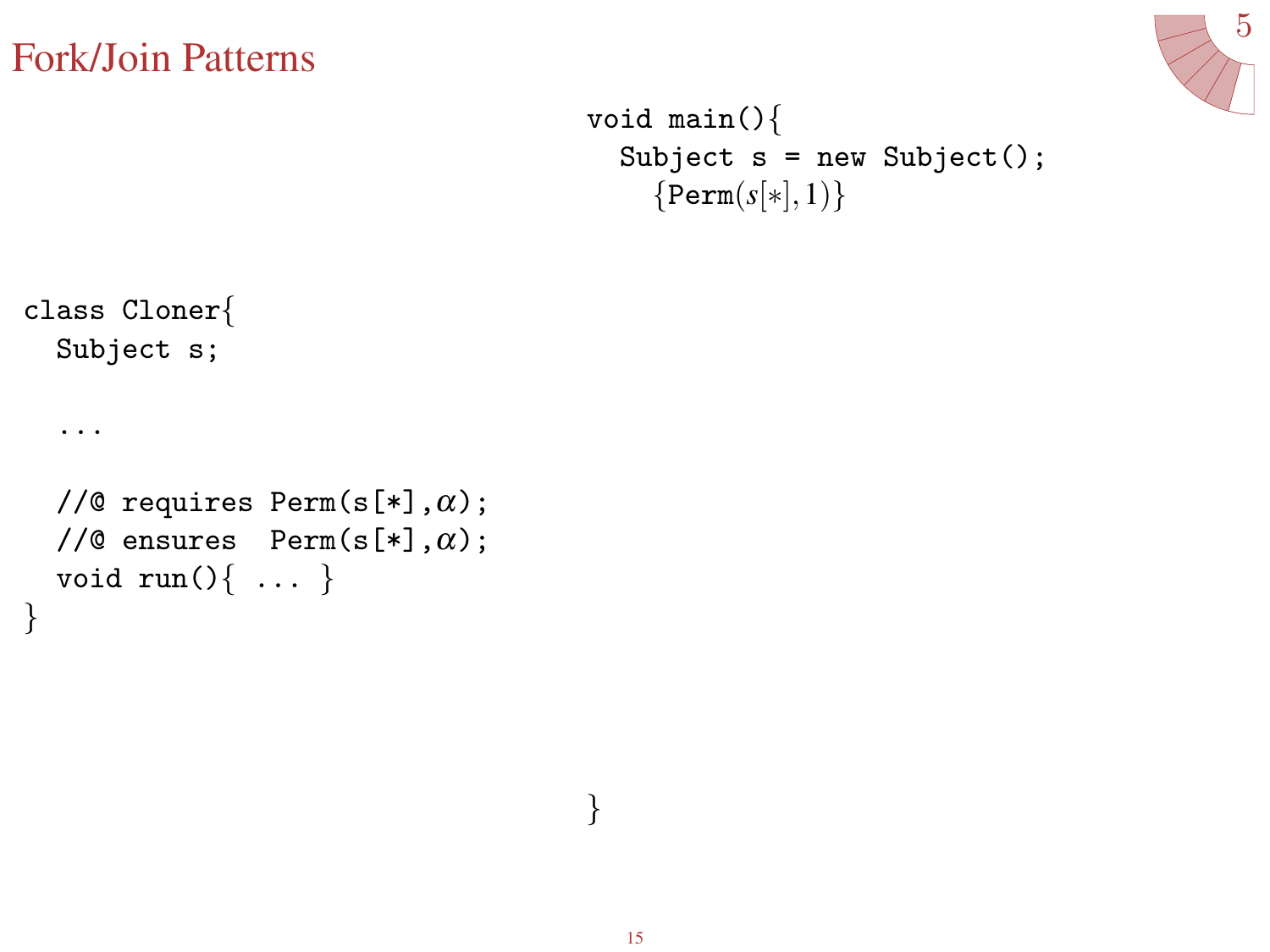# Fork/Join Patterns

```
void main(){
  Subject s = new Subject();
    {Perm(s[*], 1)}



}
```

```
class Cloner{
  Subject s;

  ...

  //@ requires Perm(s[*],α);
  //@ ensures  Perm(s[*],α);
  void run(){ ... }
}
```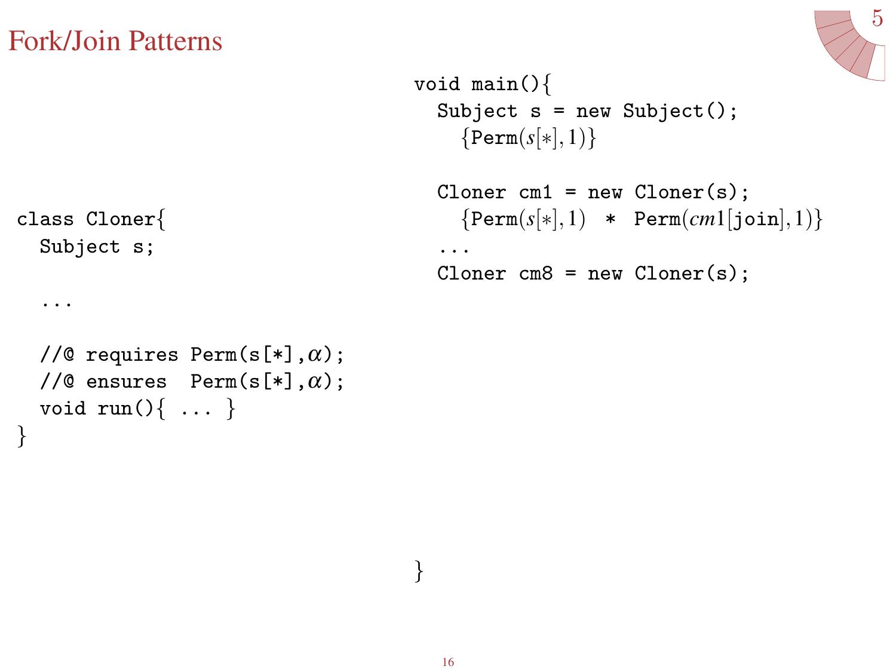# Fork/Join Patterns

```
class Cloner{
  Subject s;

  ...

  //@ requires Perm(s[*],α);
  //@ ensures  Perm(s[*],α);
  void run(){ ... }
}
```

```
void main(){
  Subject s = new Subject();
    {Perm(s[*],1)}

  Cloner cm1 = new Cloner(s);
    {Perm(s[*],1)  *  Perm(cm1[join],1)}
  ...
  Cloner cm8 = new Cloner(s);

}
```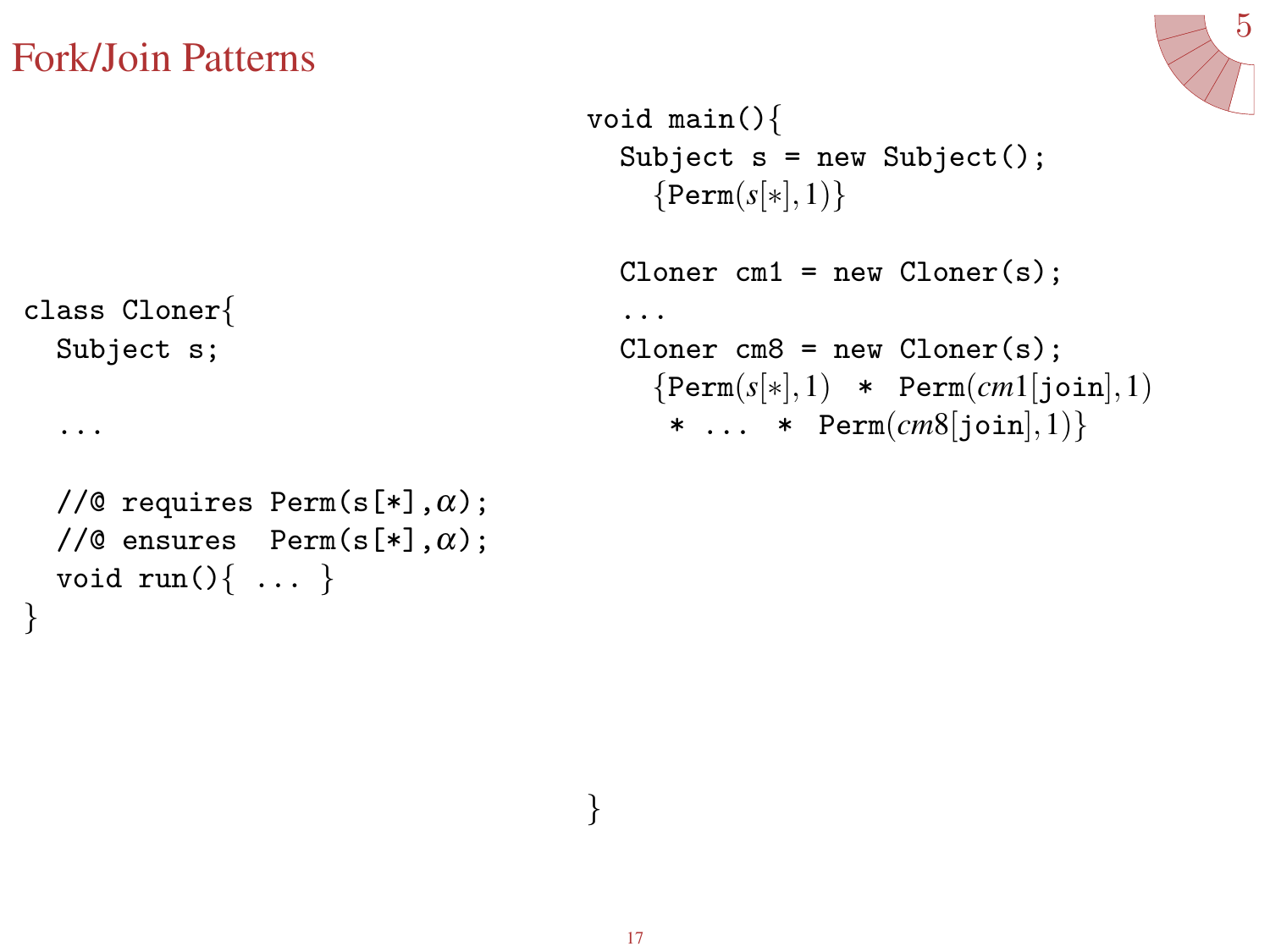# Fork/Join Patterns

```
class Cloner{
  Subject s;

  ...

  //@ requires Perm(s[*],α);
  //@ ensures  Perm(s[*],α);
  void run(){ ... }
}
```

```
void main(){
  Subject s = new Subject();
    {Perm(s[*],1)}

  Cloner cm1 = new Cloner(s);
  ...
  Cloner cm8 = new Cloner(s);
    {Perm(s[*],1)  *  Perm(cm1[join],1)
     *  ...  *  Perm(cm8[join],1)}

}
```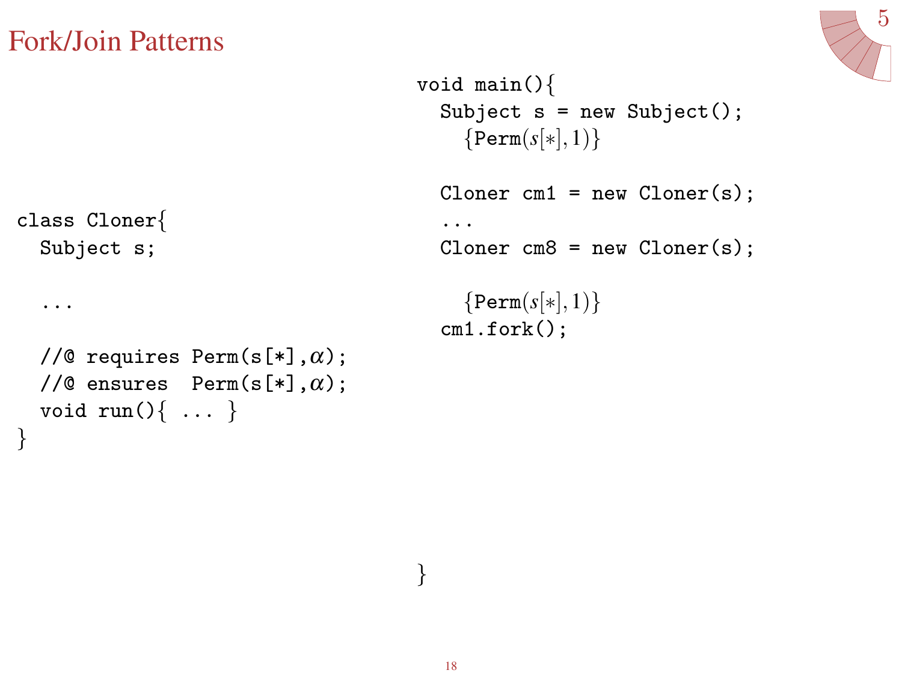# Fork/Join Patterns

```
class Cloner{
  Subject s;

  ...

  //@ requires Perm(s[*],α);
  //@ ensures  Perm(s[*],α);
  void run(){ ... }
}
```

```
void main(){
  Subject s = new Subject();
    {Perm(s[*],1)}

  Cloner cm1 = new Cloner(s);
  ...
  Cloner cm8 = new Cloner(s);

    {Perm(s[*],1)}
  cm1.fork();










}
```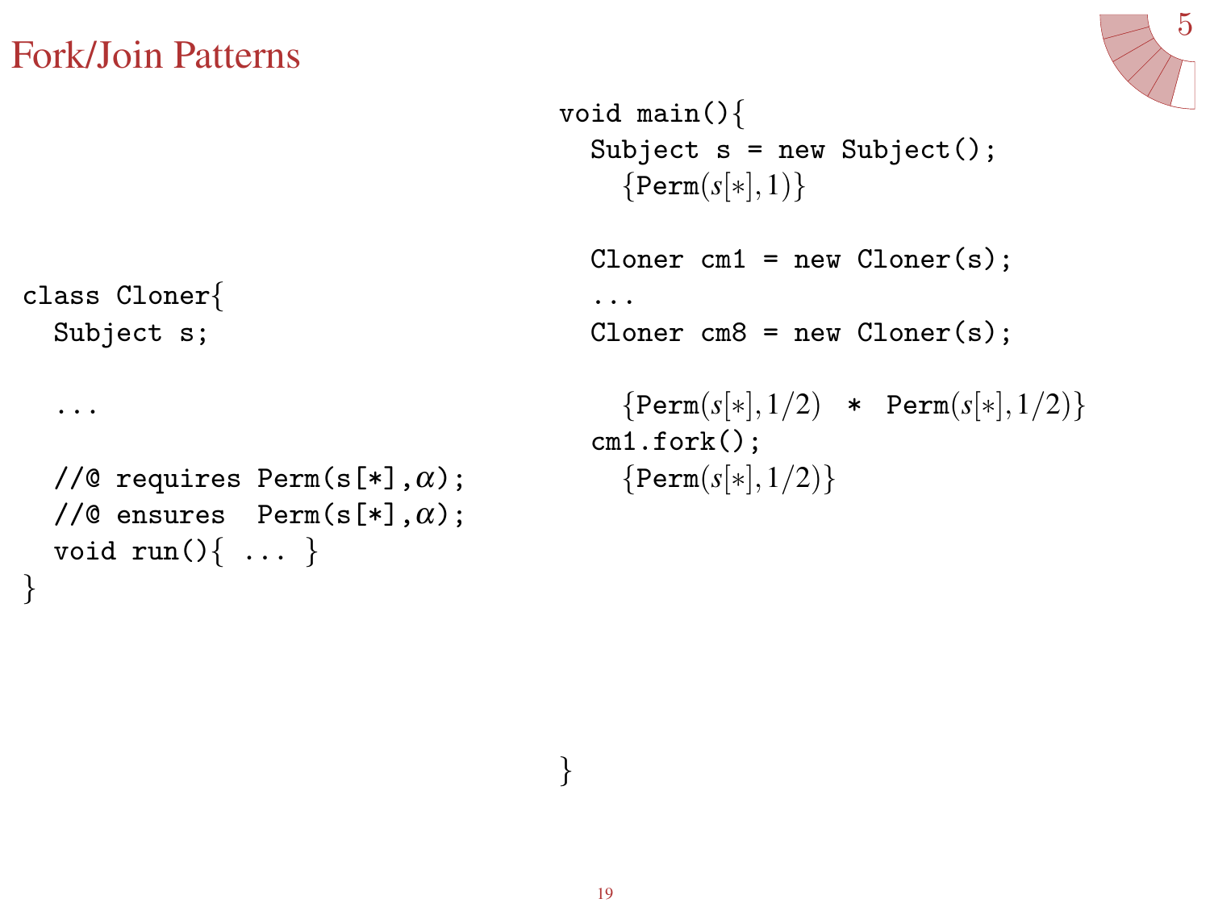# Fork/Join Patterns

```
class Cloner{
  Subject s;

  ...

  //@ requires Perm(s[*],α);
  //@ ensures  Perm(s[*],α);
  void run(){ ... }
}
```

```
void main(){
  Subject s = new Subject();
    {Perm(s[*],1)}

  Cloner cm1 = new Cloner(s);
  ...
  Cloner cm8 = new Cloner(s);

    {Perm(s[*],1/2)  *  Perm(s[*],1/2)}
  cm1.fork();
    {Perm(s[*],1/2)}

}
```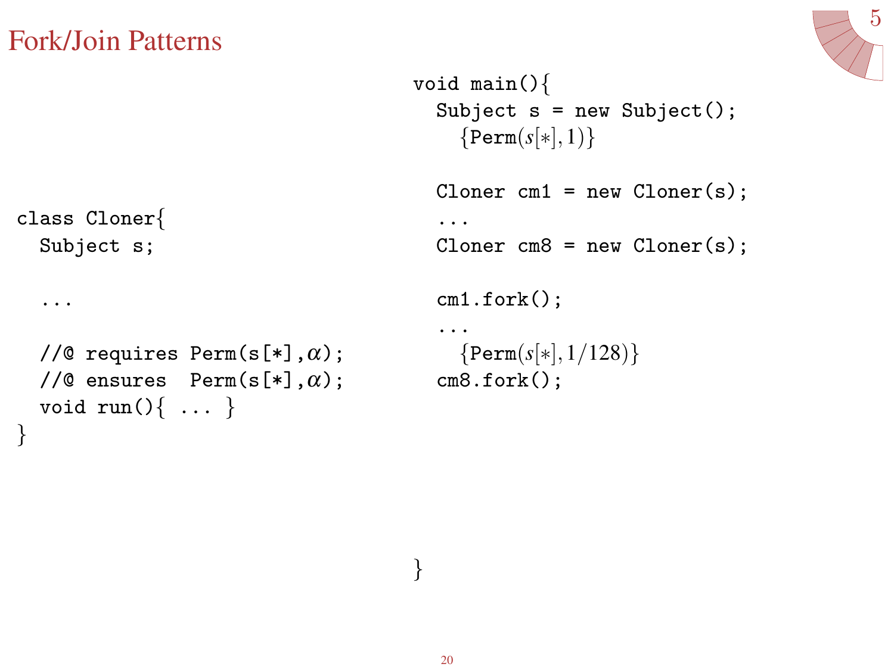# Fork/Join Patterns

```
class Cloner{
  Subject s;

  ...

  //@ requires Perm(s[*],α);
  //@ ensures  Perm(s[*],α);
  void run(){ ... }
}
```

```
void main(){
  Subject s = new Subject();
    {Perm(s[*],1)}

  Cloner cm1 = new Cloner(s);
  ...
  Cloner cm8 = new Cloner(s);

  cm1.fork();
  ...
    {Perm(s[*],1/128)}
  cm8.fork();

}
```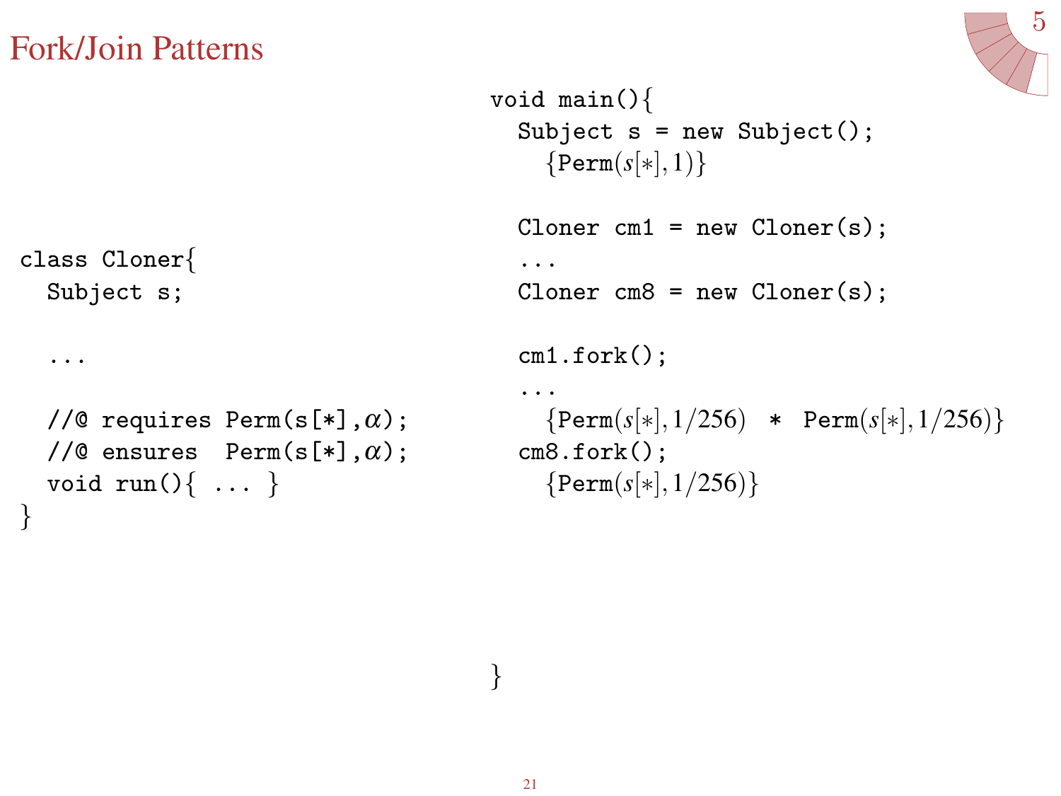# Fork/Join Patterns

```
class Cloner{
  Subject s;

  ...

  //@ requires Perm(s[*],α);
  //@ ensures  Perm(s[*],α);
  void run(){ ... }
}
```

```
void main(){
  Subject s = new Subject();
    {Perm(s[*],1)}

  Cloner cm1 = new Cloner(s);
  ...
  Cloner cm8 = new Cloner(s);

  cm1.fork();
  ...
    {Perm(s[*],1/256)  *  Perm(s[*],1/256)}
  cm8.fork();
    {Perm(s[*],1/256)}

}
```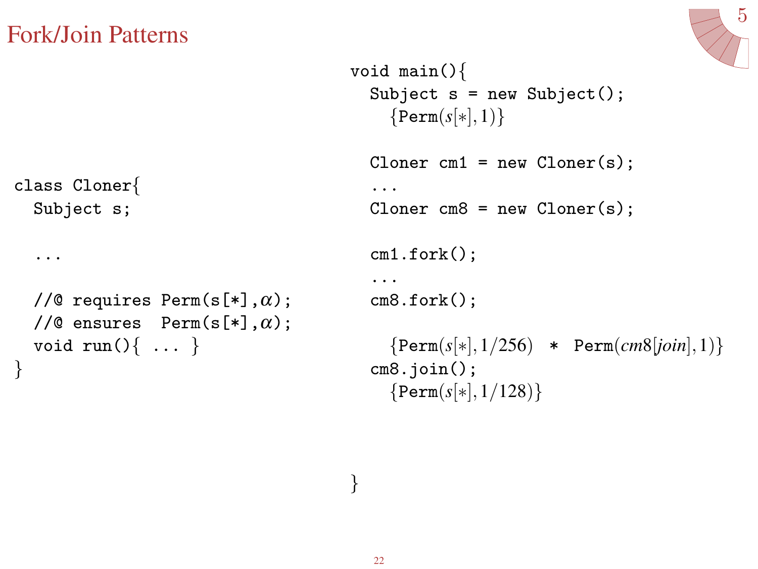# Fork/Join Patterns

```
class Cloner{
  Subject s;

  ...

  //@ requires Perm(s[*],α);
  //@ ensures  Perm(s[*],α);
  void run(){ ... }
}
```

```
void main(){
  Subject s = new Subject();
    {Perm(s[*],1)}

  Cloner cm1 = new Cloner(s);
  ...
  Cloner cm8 = new Cloner(s);

  cm1.fork();
  ...
  cm8.fork();

    {Perm(s[*],1/256)  *  Perm(cm8[join],1)}
  cm8.join();
    {Perm(s[*],1/128)}



}
```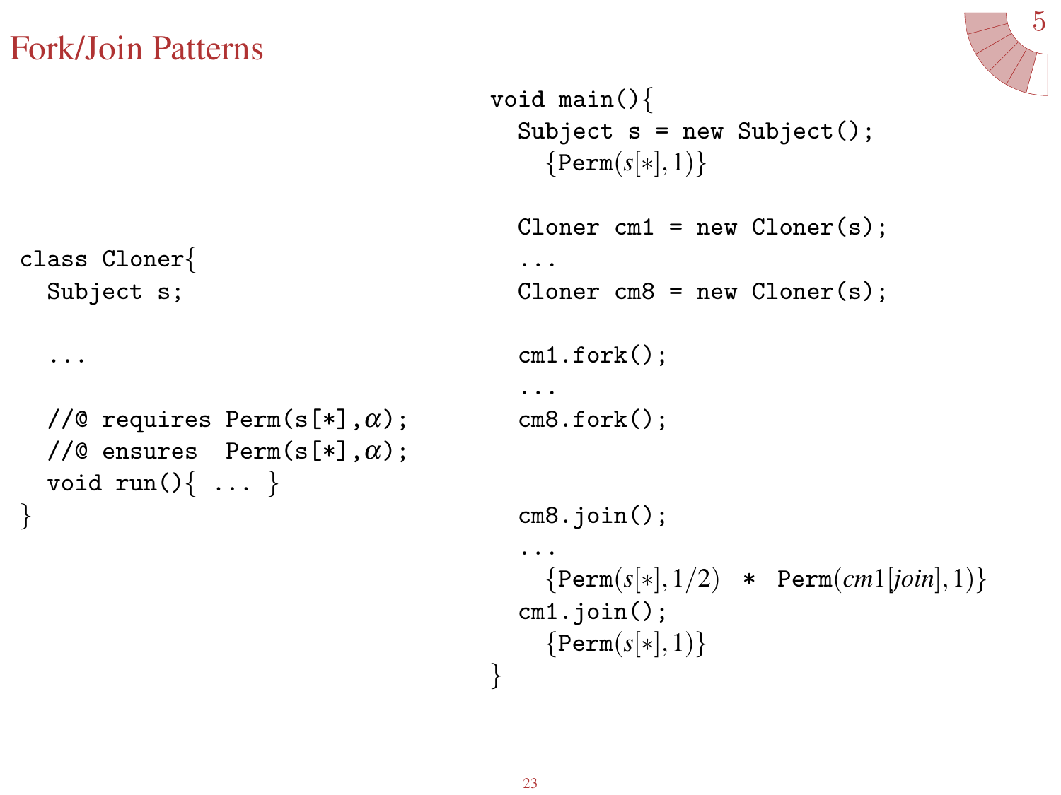# Fork/Join Patterns

```
class Cloner{
  Subject s;

  ...

  //@ requires Perm(s[*],α);
  //@ ensures  Perm(s[*],α);
  void run(){ ... }
}
```

```
void main(){
  Subject s = new Subject();
    {Perm(s[*],1)}

  Cloner cm1 = new Cloner(s);
  ...
  Cloner cm8 = new Cloner(s);

  cm1.fork();
  ...
  cm8.fork();


  cm8.join();
  ...
    {Perm(s[*],1/2)  *  Perm(cm1[join],1)}
  cm1.join();
    {Perm(s[*],1)}
}
```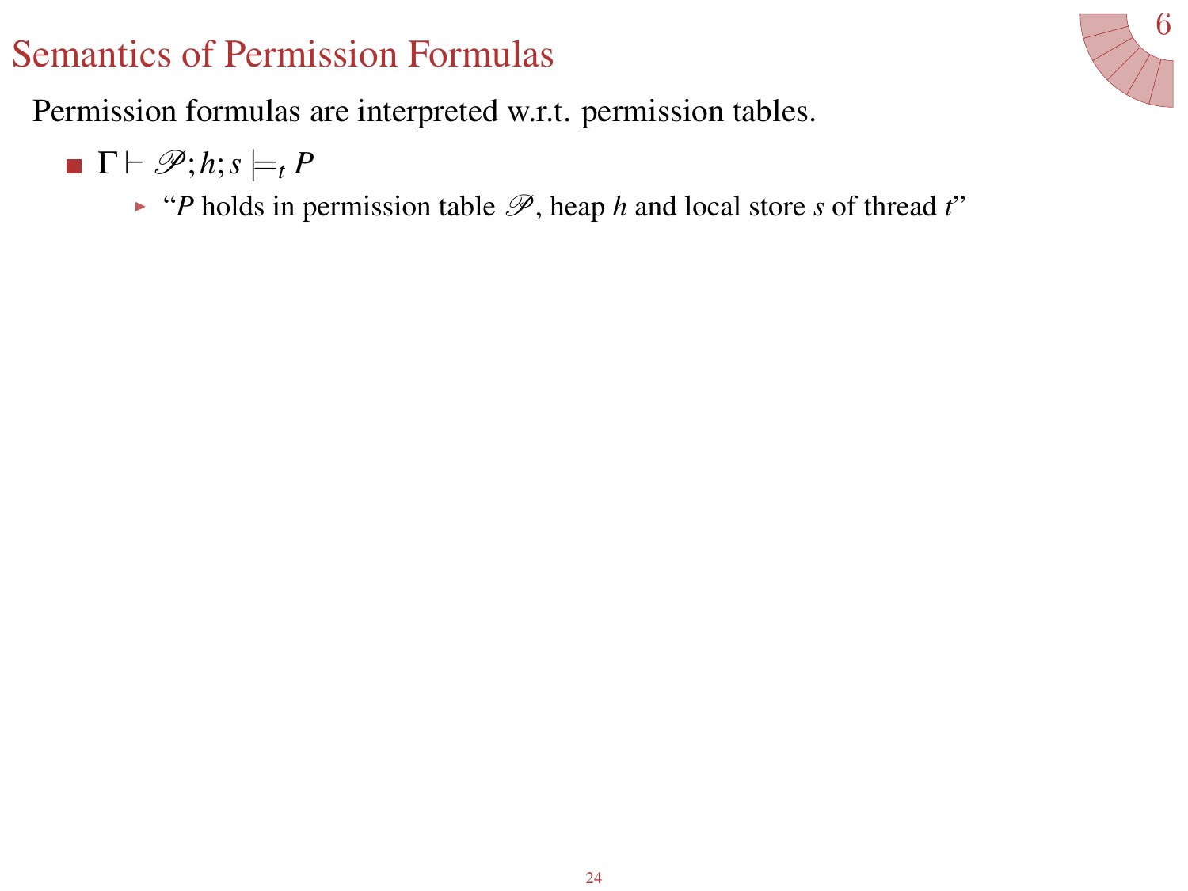# Semantics of Permission Formulas

Permission formulas are interpreted w.r.t. permission tables.

- $\Gamma \vdash \mathscr{P}; h; s \models_t P$
  - "$P$ holds in permission table $\mathscr{P}$, heap $h$ and local store $s$ of thread $t$"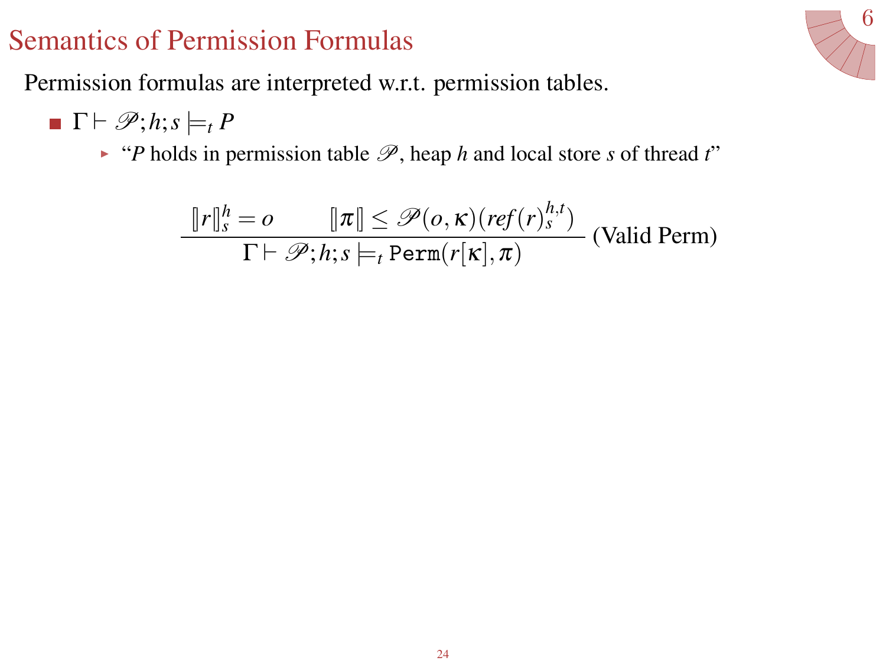# Semantics of Permission Formulas

Permission formulas are interpreted w.r.t. permission tables.

- $\Gamma \vdash \mathscr{P}; h; s \models_t P$
  - "$P$ holds in permission table $\mathscr{P}$, heap $h$ and local store $s$ of thread $t$"

$$\frac{[\![r]\!]_s^h = o \qquad [\![\pi]\!] \leq \mathscr{P}(o,\kappa)(\mathit{ref}(r)_s^{h,t})}{\Gamma \vdash \mathscr{P}; h; s \models_t \texttt{Perm}(r[\kappa], \pi)} \text{ (Valid Perm)}$$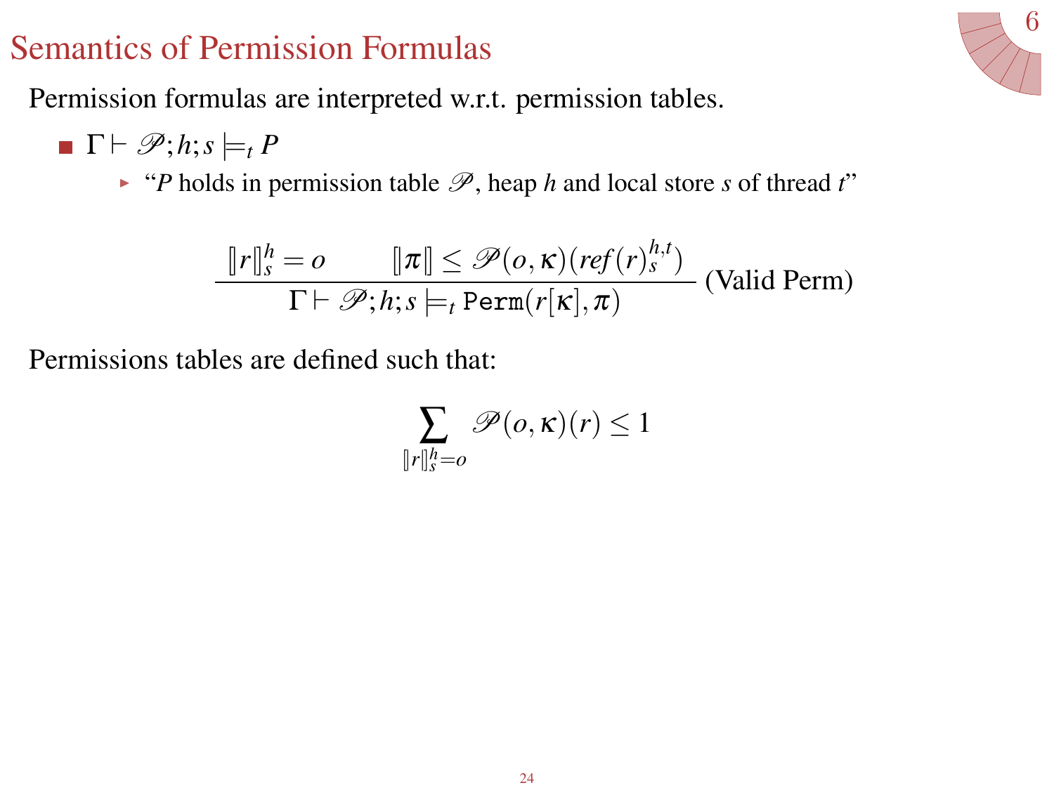# Semantics of Permission Formulas

Permission formulas are interpreted w.r.t. permission tables.

- $\Gamma \vdash \mathscr{P}; h; s \models_t P$
  - "$P$ holds in permission table $\mathscr{P}$, heap $h$ and local store $s$ of thread $t$"

$$\frac{[\![r]\!]_s^h = o \qquad [\![\pi]\!] \leq \mathscr{P}(o, \kappa)(\mathit{ref}(r)_s^{h,t})}{\Gamma \vdash \mathscr{P}; h; s \models_t \texttt{Perm}(r[\kappa], \pi)} \text{ (Valid Perm)}$$

Permissions tables are defined such that:

$$\sum_{[\![r]\!]_s^h = o} \mathscr{P}(o, \kappa)(r) \leq 1$$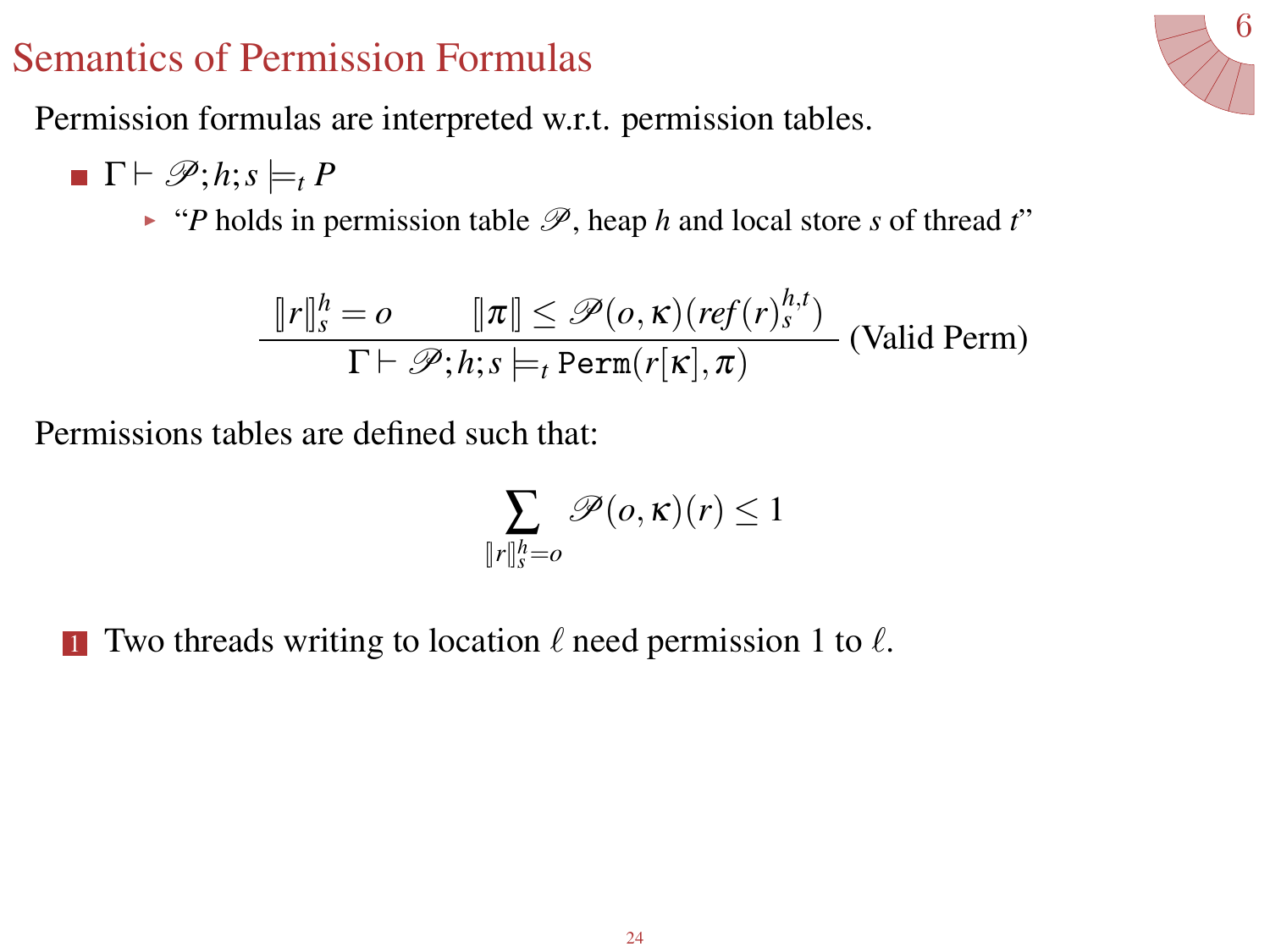# Semantics of Permission Formulas

Permission formulas are interpreted w.r.t. permission tables.

- $\Gamma \vdash \mathscr{P}; h; s \models_t P$
  - "$P$ holds in permission table $\mathscr{P}$, heap $h$ and local store $s$ of thread $t$"

$$\frac{[\![r]\!]_s^h = o \qquad [\![\pi]\!] \leq \mathscr{P}(o,\kappa)(\mathit{ref}(r)_s^{h,t})}{\Gamma \vdash \mathscr{P}; h; s \models_t \texttt{Perm}(r[\kappa], \pi)} \text{ (Valid Perm)}$$

Permissions tables are defined such that:

$$\sum_{[\![r]\!]_s^h = o} \mathscr{P}(o,\kappa)(r) \leq 1$$

1. Two threads writing to location $\ell$ need permission 1 to $\ell$.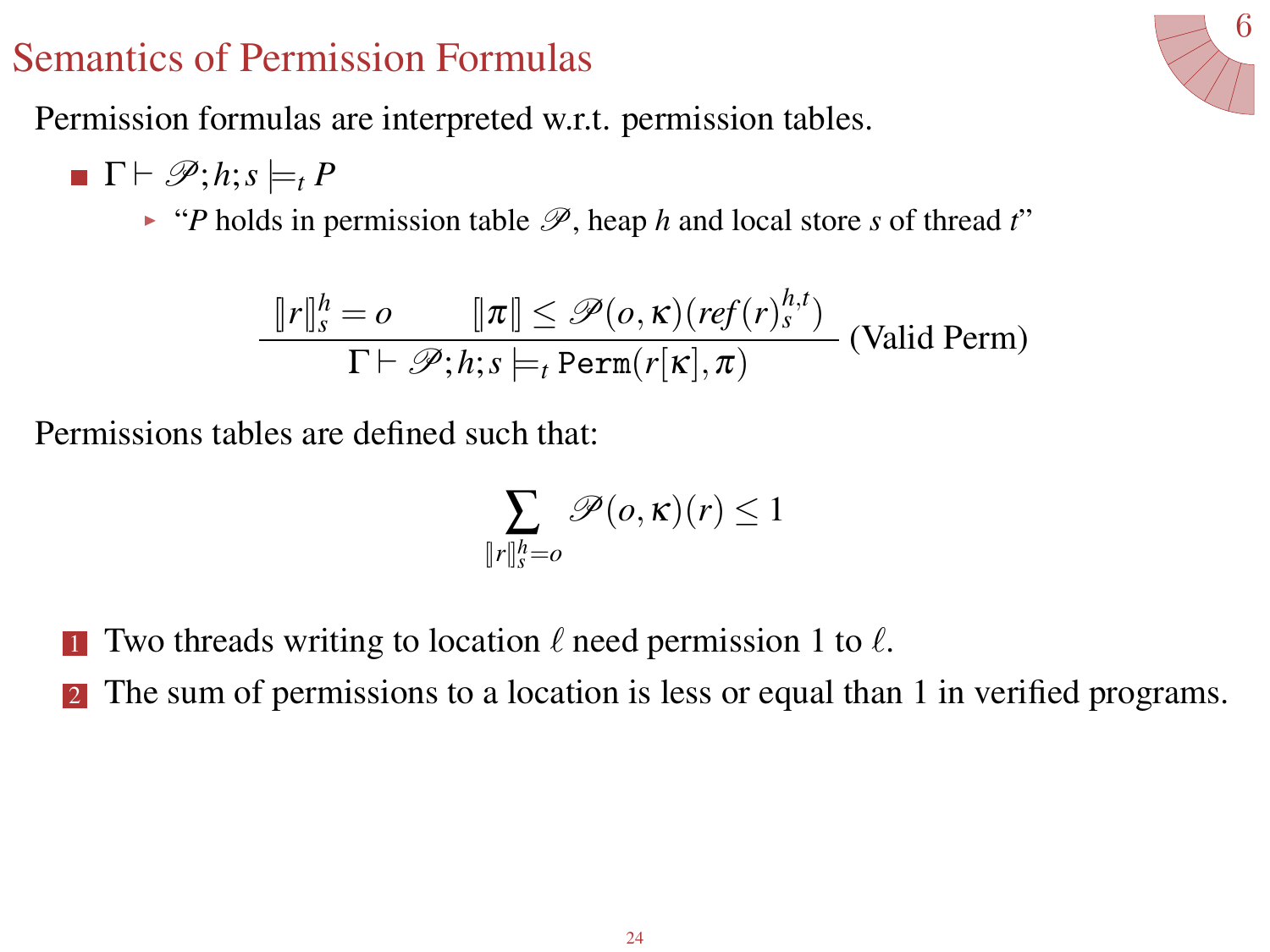# Semantics of Permission Formulas

Permission formulas are interpreted w.r.t. permission tables.

- $\Gamma \vdash \mathscr{P}; h; s \models_t P$
  - "$P$ holds in permission table $\mathscr{P}$, heap $h$ and local store $s$ of thread $t$"

$$\frac{[\![r]\!]_s^h = o \qquad [\![\pi]\!] \leq \mathscr{P}(o, \kappa)(\mathit{ref}(r)_s^{h,t})}{\Gamma \vdash \mathscr{P}; h; s \models_t \texttt{Perm}(r[\kappa], \pi)} \text{ (Valid Perm)}$$

Permissions tables are defined such that:

$$\sum_{[\![r]\!]_s^h = o} \mathscr{P}(o, \kappa)(r) \leq 1$$

1. Two threads writing to location $\ell$ need permission 1 to $\ell$.
2. The sum of permissions to a location is less or equal than 1 in verified programs.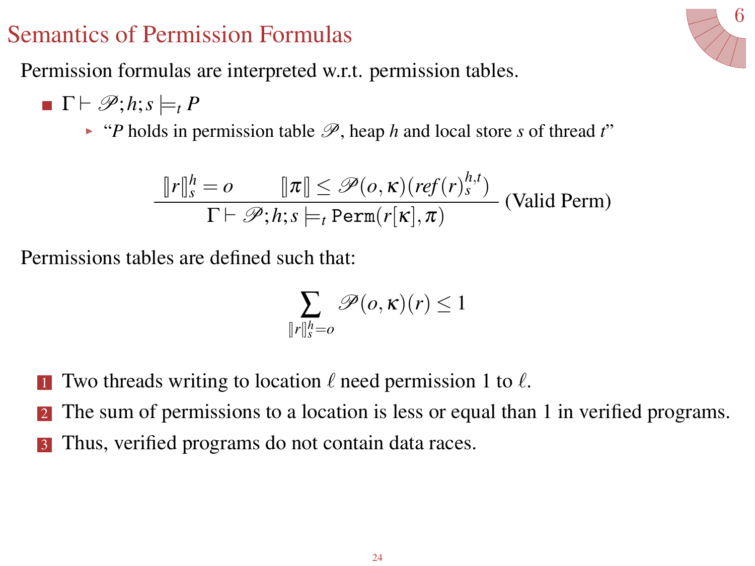# Semantics of Permission Formulas

Permission formulas are interpreted w.r.t. permission tables.

- $\Gamma \vdash \mathscr{P}; h; s \models_t P$
  - "$P$ holds in permission table $\mathscr{P}$, heap $h$ and local store $s$ of thread $t$"

$$\frac{[\![r]\!]_s^h = o \qquad [\![\pi]\!] \leq \mathscr{P}(o,\kappa)(\mathit{ref}(r)_s^{h,t})}{\Gamma \vdash \mathscr{P}; h; s \models_t \texttt{Perm}(r[\kappa], \pi)} \text{ (Valid Perm)}$$

Permissions tables are defined such that:

$$\sum_{[\![r]\!]_s^h = o} \mathscr{P}(o,\kappa)(r) \leq 1$$

1. Two threads writing to location $\ell$ need permission 1 to $\ell$.
2. The sum of permissions to a location is less or equal than 1 in verified programs.
3. Thus, verified programs do not contain data races.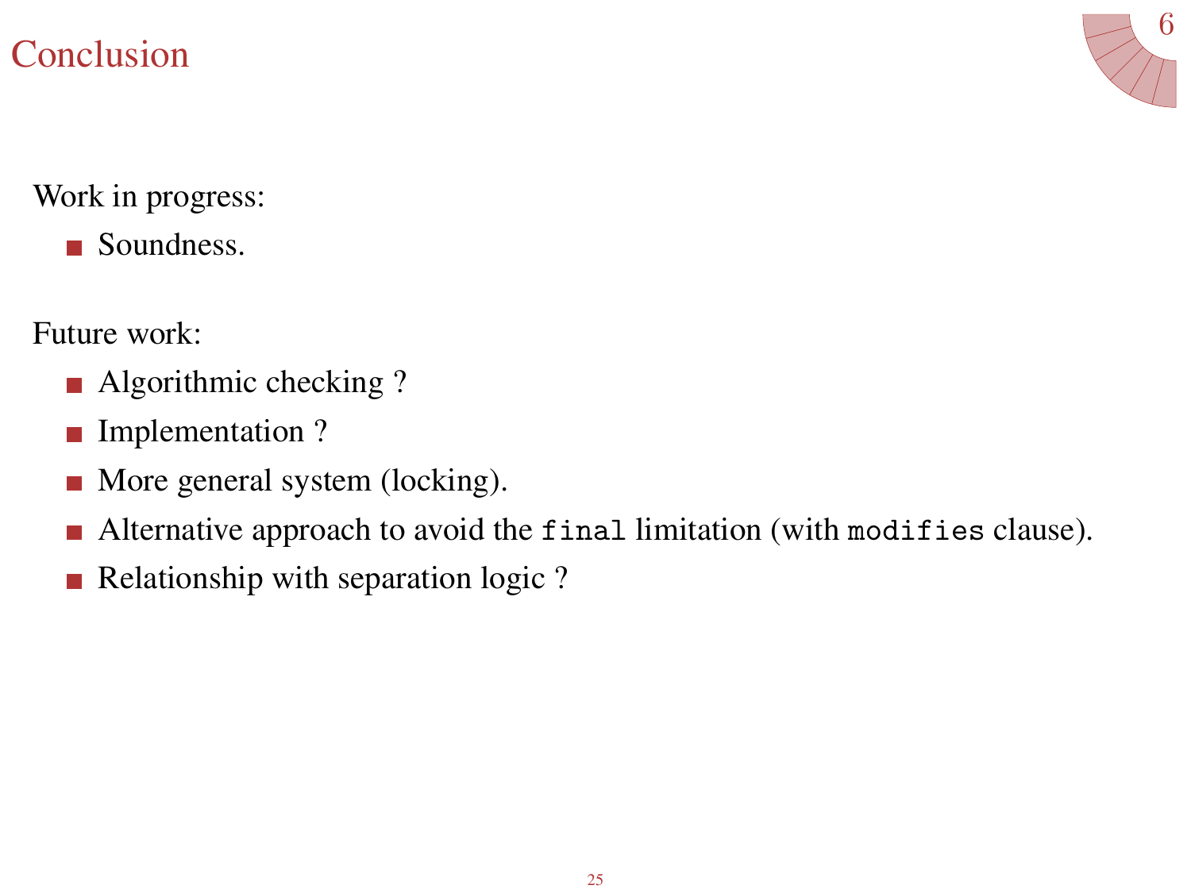# Conclusion

Work in progress:

- Soundness.

Future work:

- Algorithmic checking ?
- Implementation ?
- More general system (locking).
- Alternative approach to avoid the `final` limitation (with `modifies` clause).
- Relationship with separation logic ?